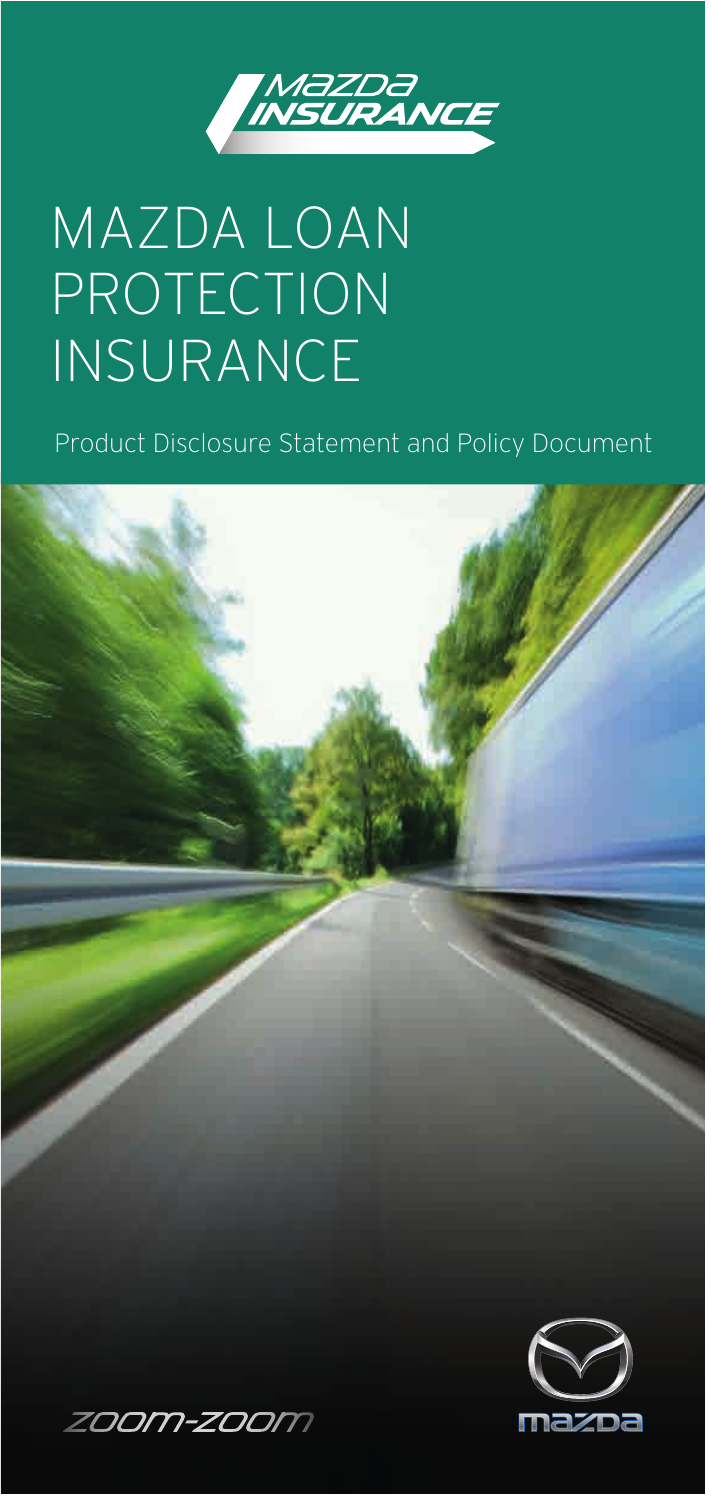Mazda Insurance

# MAZDA LOAN PROTECTION INSURANCE

Product Disclosure Statement and Policy Document

ZOOM-ZOOM

mazda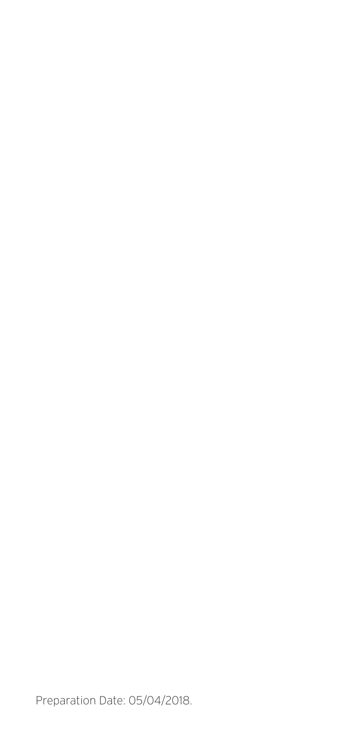Preparation Date: 05/04/2018.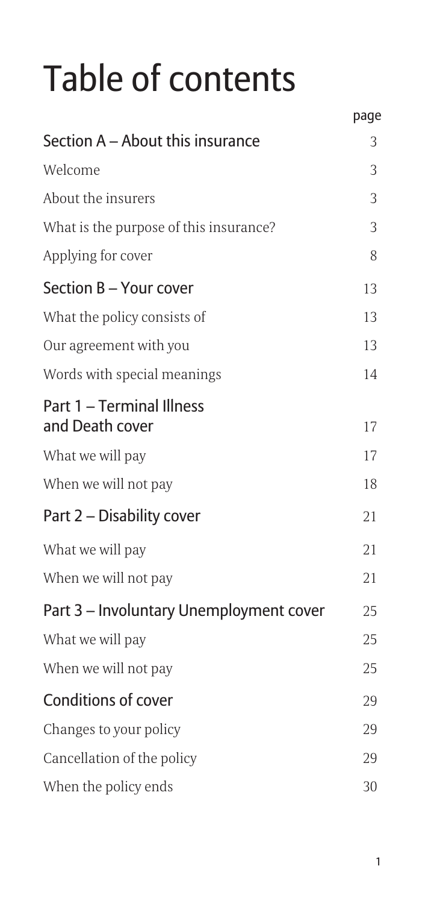# Table of contents

| | page |
|---|---|
| **Section A – About this insurance** | **3** |
| Welcome | 3 |
| About the insurers | 3 |
| What is the purpose of this insurance? | 3 |
| Applying for cover | 8 |
| **Section B – Your cover** | **13** |
| What the policy consists of | 13 |
| Our agreement with you | 13 |
| Words with special meanings | 14 |
| **Part 1 – Terminal Illness and Death cover** | **17** |
| What we will pay | 17 |
| When we will not pay | 18 |
| **Part 2 – Disability cover** | **21** |
| What we will pay | 21 |
| When we will not pay | 21 |
| **Part 3 – Involuntary Unemployment cover** | **25** |
| What we will pay | 25 |
| When we will not pay | 25 |
| **Conditions of cover** | **29** |
| Changes to your policy | 29 |
| Cancellation of the policy | 29 |
| When the policy ends | 30 |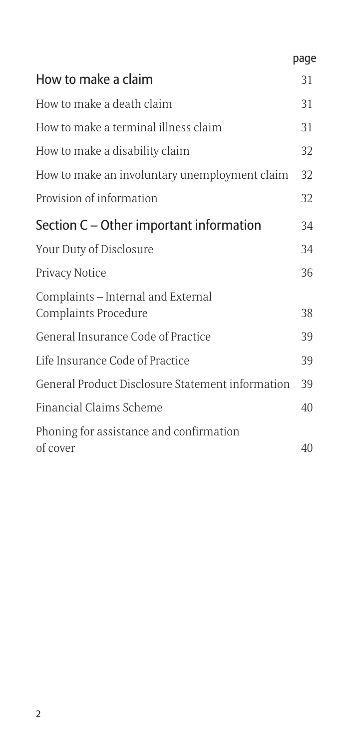| | page |
|---|---|
| **How to make a claim** | 31 |
| How to make a death claim | 31 |
| How to make a terminal illness claim | 31 |
| How to make a disability claim | 32 |
| How to make an involuntary unemployment claim | 32 |
| Provision of information | 32 |
| **Section C – Other important information** | 34 |
| Your Duty of Disclosure | 34 |
| Privacy Notice | 36 |
| Complaints – Internal and External Complaints Procedure | 38 |
| General Insurance Code of Practice | 39 |
| Life Insurance Code of Practice | 39 |
| General Product Disclosure Statement information | 39 |
| Financial Claims Scheme | 40 |
| Phoning for assistance and confirmation of cover | 40 |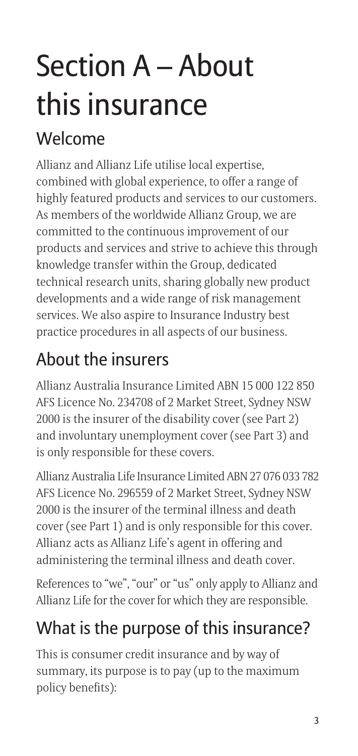# Section A – About this insurance

## Welcome

Allianz and Allianz Life utilise local expertise, combined with global experience, to offer a range of highly featured products and services to our customers. As members of the worldwide Allianz Group, we are committed to the continuous improvement of our products and services and strive to achieve this through knowledge transfer within the Group, dedicated technical research units, sharing globally new product developments and a wide range of risk management services. We also aspire to Insurance Industry best practice procedures in all aspects of our business.

## About the insurers

Allianz Australia Insurance Limited ABN 15 000 122 850 AFS Licence No. 234708 of 2 Market Street, Sydney NSW 2000 is the insurer of the disability cover (see Part 2) and involuntary unemployment cover (see Part 3) and is only responsible for these covers.

Allianz Australia Life Insurance Limited ABN 27 076 033 782 AFS Licence No. 296559 of 2 Market Street, Sydney NSW 2000 is the insurer of the terminal illness and death cover (see Part 1) and is only responsible for this cover. Allianz acts as Allianz Life's agent in offering and administering the terminal illness and death cover.

References to "we", "our" or "us" only apply to Allianz and Allianz Life for the cover for which they are responsible.

## What is the purpose of this insurance?

This is consumer credit insurance and by way of summary, its purpose is to pay (up to the maximum policy benefits):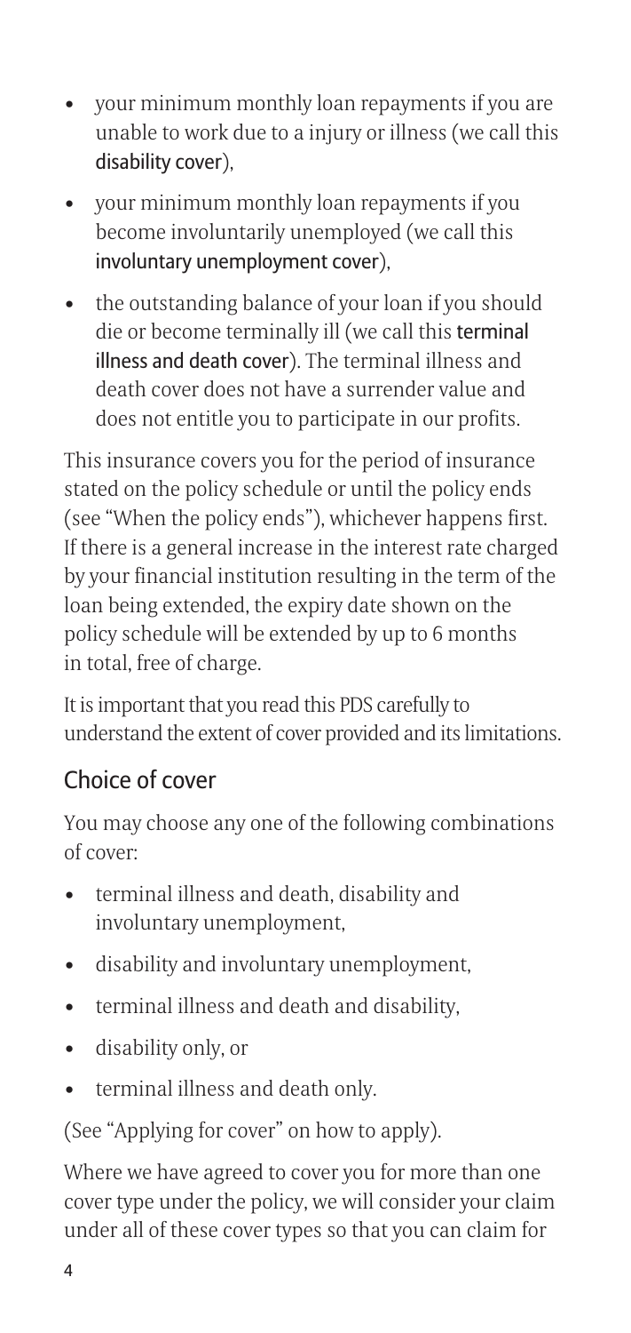- your minimum monthly loan repayments if you are unable to work due to a injury or illness (we call this **disability cover**),
- your minimum monthly loan repayments if you become involuntarily unemployed (we call this **involuntary unemployment cover**),
- the outstanding balance of your loan if you should die or become terminally ill (we call this **terminal illness and death cover**). The terminal illness and death cover does not have a surrender value and does not entitle you to participate in our profits.

This insurance covers you for the period of insurance stated on the policy schedule or until the policy ends (see "When the policy ends"), whichever happens first. If there is a general increase in the interest rate charged by your financial institution resulting in the term of the loan being extended, the expiry date shown on the policy schedule will be extended by up to 6 months in total, free of charge.

It is important that you read this PDS carefully to understand the extent of cover provided and its limitations.

## Choice of cover

You may choose any one of the following combinations of cover:

- terminal illness and death, disability and involuntary unemployment,
- disability and involuntary unemployment,
- terminal illness and death and disability,
- disability only, or
- terminal illness and death only.

(See "Applying for cover" on how to apply).

Where we have agreed to cover you for more than one cover type under the policy, we will consider your claim under all of these cover types so that you can claim for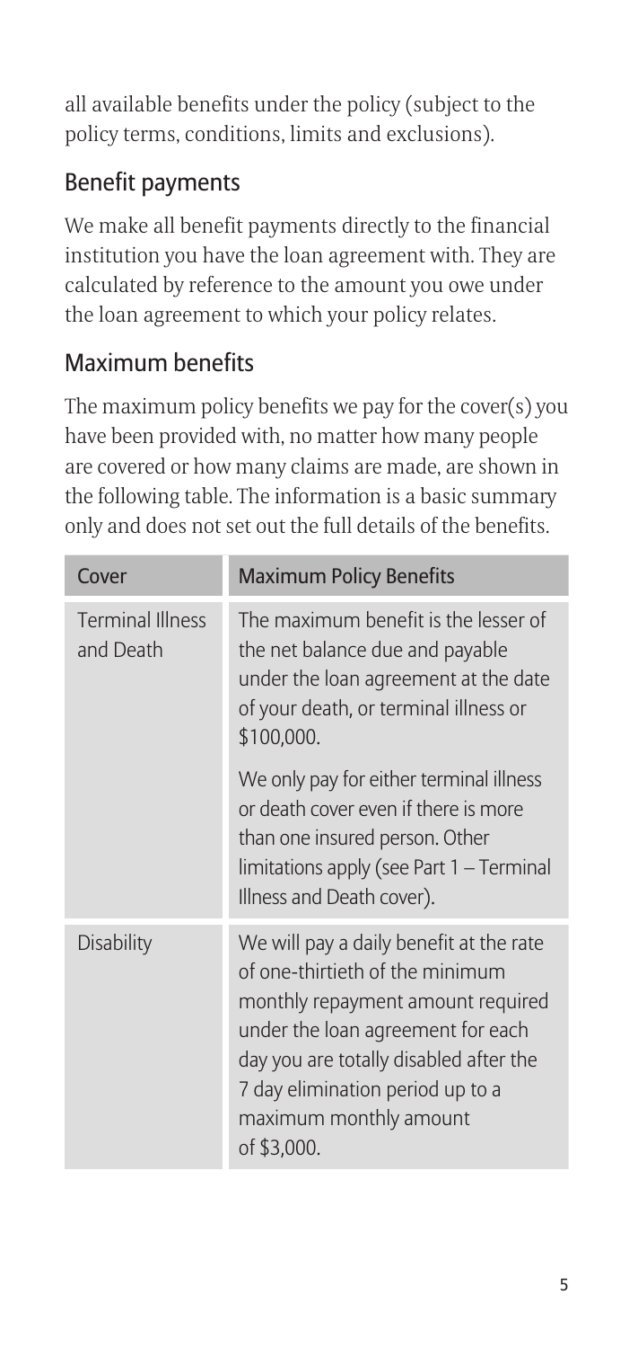all available benefits under the policy (subject to the policy terms, conditions, limits and exclusions).

## Benefit payments

We make all benefit payments directly to the financial institution you have the loan agreement with. They are calculated by reference to the amount you owe under the loan agreement to which your policy relates.

## Maximum benefits

The maximum policy benefits we pay for the cover(s) you have been provided with, no matter how many people are covered or how many claims are made, are shown in the following table. The information is a basic summary only and does not set out the full details of the benefits.

| Cover | Maximum Policy Benefits |
| --- | --- |
| Terminal Illness and Death | The maximum benefit is the lesser of the net balance due and payable under the loan agreement at the date of your death, or terminal illness or \$100,000.<br><br>We only pay for either terminal illness or death cover even if there is more than one insured person. Other limitations apply (see Part 1 – Terminal Illness and Death cover). |
| Disability | We will pay a daily benefit at the rate of one-thirtieth of the minimum monthly repayment amount required under the loan agreement for each day you are totally disabled after the 7 day elimination period up to a maximum monthly amount of \$3,000. |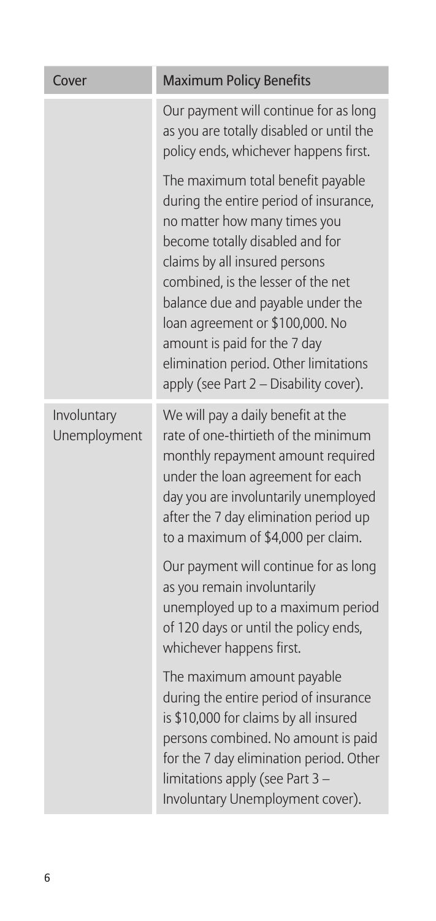| Cover | Maximum Policy Benefits |
| --- | --- |
| | Our payment will continue for as long as you are totally disabled or until the policy ends, whichever happens first.<br><br>The maximum total benefit payable during the entire period of insurance, no matter how many times you become totally disabled and for claims by all insured persons combined, is the lesser of the net balance due and payable under the loan agreement or $100,000. No amount is paid for the 7 day elimination period. Other limitations apply (see Part 2 – Disability cover). |
| Involuntary Unemployment | We will pay a daily benefit at the rate of one-thirtieth of the minimum monthly repayment amount required under the loan agreement for each day you are involuntarily unemployed after the 7 day elimination period up to a maximum of $4,000 per claim.<br><br>Our payment will continue for as long as you remain involuntarily unemployed up to a maximum period of 120 days or until the policy ends, whichever happens first.<br><br>The maximum amount payable during the entire period of insurance is $10,000 for claims by all insured persons combined. No amount is paid for the 7 day elimination period. Other limitations apply (see Part 3 – Involuntary Unemployment cover). |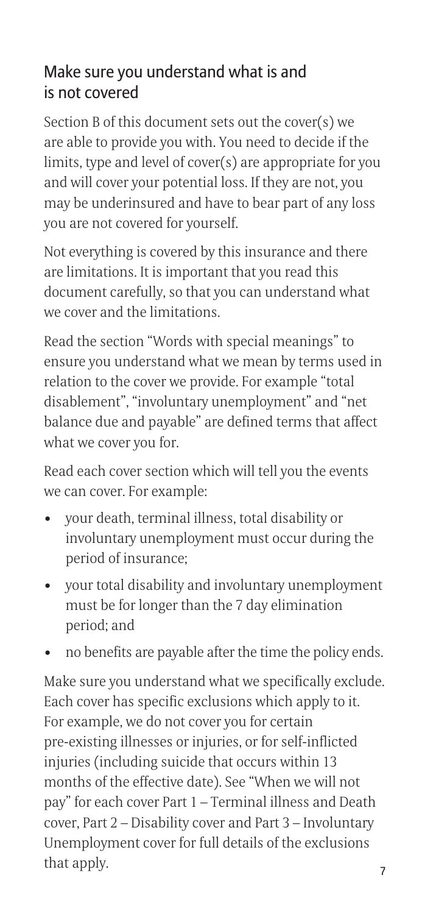## Make sure you understand what is and is not covered

Section B of this document sets out the cover(s) we are able to provide you with. You need to decide if the limits, type and level of cover(s) are appropriate for you and will cover your potential loss. If they are not, you may be underinsured and have to bear part of any loss you are not covered for yourself.

Not everything is covered by this insurance and there are limitations. It is important that you read this document carefully, so that you can understand what we cover and the limitations.

Read the section "Words with special meanings" to ensure you understand what we mean by terms used in relation to the cover we provide. For example "total disablement", "involuntary unemployment" and "net balance due and payable" are defined terms that affect what we cover you for.

Read each cover section which will tell you the events we can cover. For example:

- your death, terminal illness, total disability or involuntary unemployment must occur during the period of insurance;
- your total disability and involuntary unemployment must be for longer than the 7 day elimination period; and
- no benefits are payable after the time the policy ends.

Make sure you understand what we specifically exclude. Each cover has specific exclusions which apply to it. For example, we do not cover you for certain pre-existing illnesses or injuries, or for self-inflicted injuries (including suicide that occurs within 13 months of the effective date). See "When we will not pay" for each cover Part 1 – Terminal illness and Death cover, Part 2 – Disability cover and Part 3 – Involuntary Unemployment cover for full details of the exclusions that apply.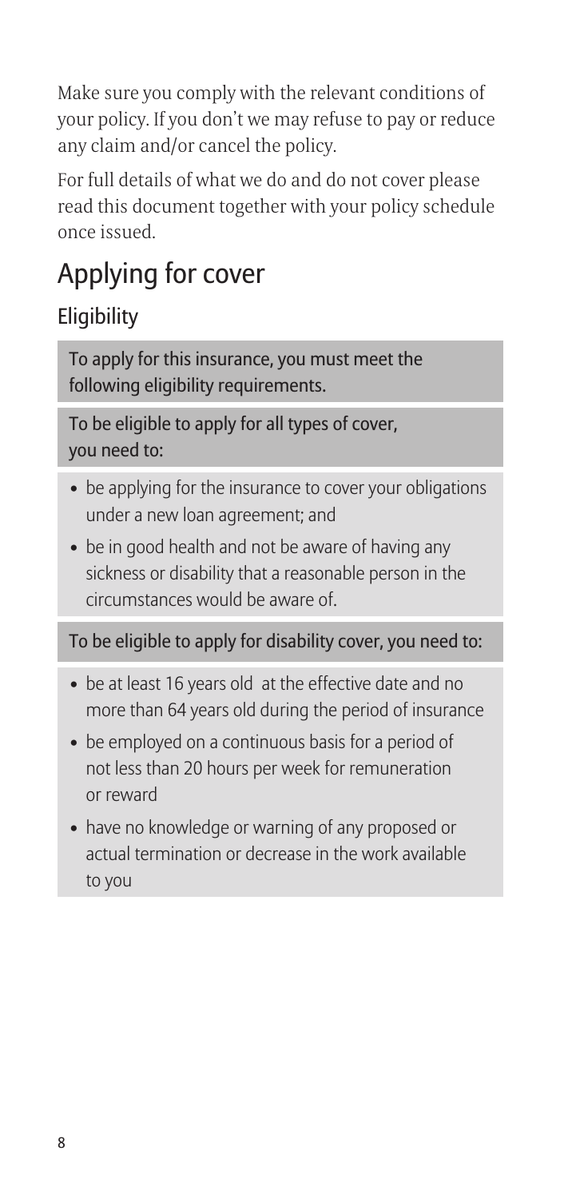Make sure you comply with the relevant conditions of your policy. If you don't we may refuse to pay or reduce any claim and/or cancel the policy.

For full details of what we do and do not cover please read this document together with your policy schedule once issued.

# Applying for cover

## Eligibility

**To apply for this insurance, you must meet the following eligibility requirements.**

**To be eligible to apply for all types of cover, you need to:**

- be applying for the insurance to cover your obligations under a new loan agreement; and
- be in good health and not be aware of having any sickness or disability that a reasonable person in the circumstances would be aware of.

**To be eligible to apply for disability cover, you need to:**

- be at least 16 years old at the effective date and no more than 64 years old during the period of insurance
- be employed on a continuous basis for a period of not less than 20 hours per week for remuneration or reward
- have no knowledge or warning of any proposed or actual termination or decrease in the work available to you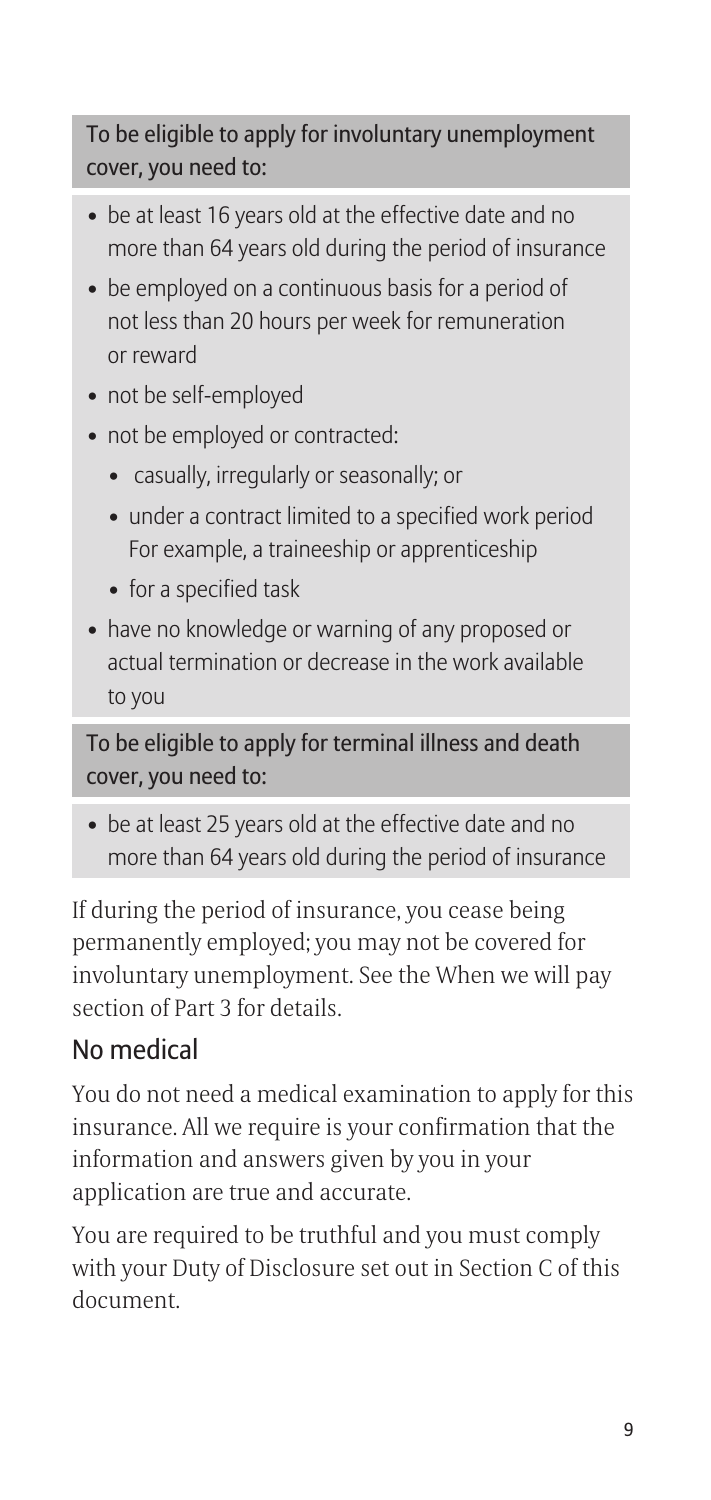**To be eligible to apply for involuntary unemployment cover, you need to:**

- be at least 16 years old at the effective date and no more than 64 years old during the period of insurance
- be employed on a continuous basis for a period of not less than 20 hours per week for remuneration or reward
- not be self-employed
- not be employed or contracted:
  - casually, irregularly or seasonally; or
  - under a contract limited to a specified work period For example, a traineeship or apprenticeship
  - for a specified task
- have no knowledge or warning of any proposed or actual termination or decrease in the work available to you

**To be eligible to apply for terminal illness and death cover, you need to:**

- be at least 25 years old at the effective date and no more than 64 years old during the period of insurance

If during the period of insurance, you cease being permanently employed; you may not be covered for involuntary unemployment. See the When we will pay section of Part 3 for details.

## No medical

You do not need a medical examination to apply for this insurance. All we require is your confirmation that the information and answers given by you in your application are true and accurate.

You are required to be truthful and you must comply with your Duty of Disclosure set out in Section C of this document.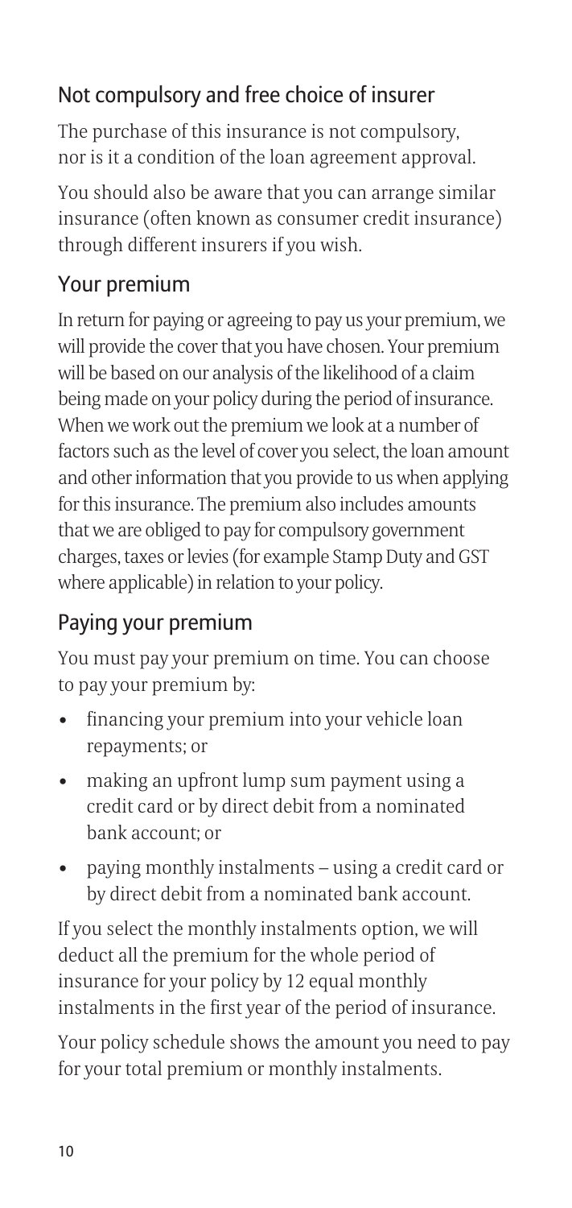## Not compulsory and free choice of insurer

The purchase of this insurance is not compulsory, nor is it a condition of the loan agreement approval.

You should also be aware that you can arrange similar insurance (often known as consumer credit insurance) through different insurers if you wish.

## Your premium

In return for paying or agreeing to pay us your premium, we will provide the cover that you have chosen. Your premium will be based on our analysis of the likelihood of a claim being made on your policy during the period of insurance. When we work out the premium we look at a number of factors such as the level of cover you select, the loan amount and other information that you provide to us when applying for this insurance. The premium also includes amounts that we are obliged to pay for compulsory government charges, taxes or levies (for example Stamp Duty and GST where applicable) in relation to your policy.

## Paying your premium

You must pay your premium on time. You can choose to pay your premium by:

- financing your premium into your vehicle loan repayments; or
- making an upfront lump sum payment using a credit card or by direct debit from a nominated bank account; or
- paying monthly instalments – using a credit card or by direct debit from a nominated bank account.

If you select the monthly instalments option, we will deduct all the premium for the whole period of insurance for your policy by 12 equal monthly instalments in the first year of the period of insurance.

Your policy schedule shows the amount you need to pay for your total premium or monthly instalments.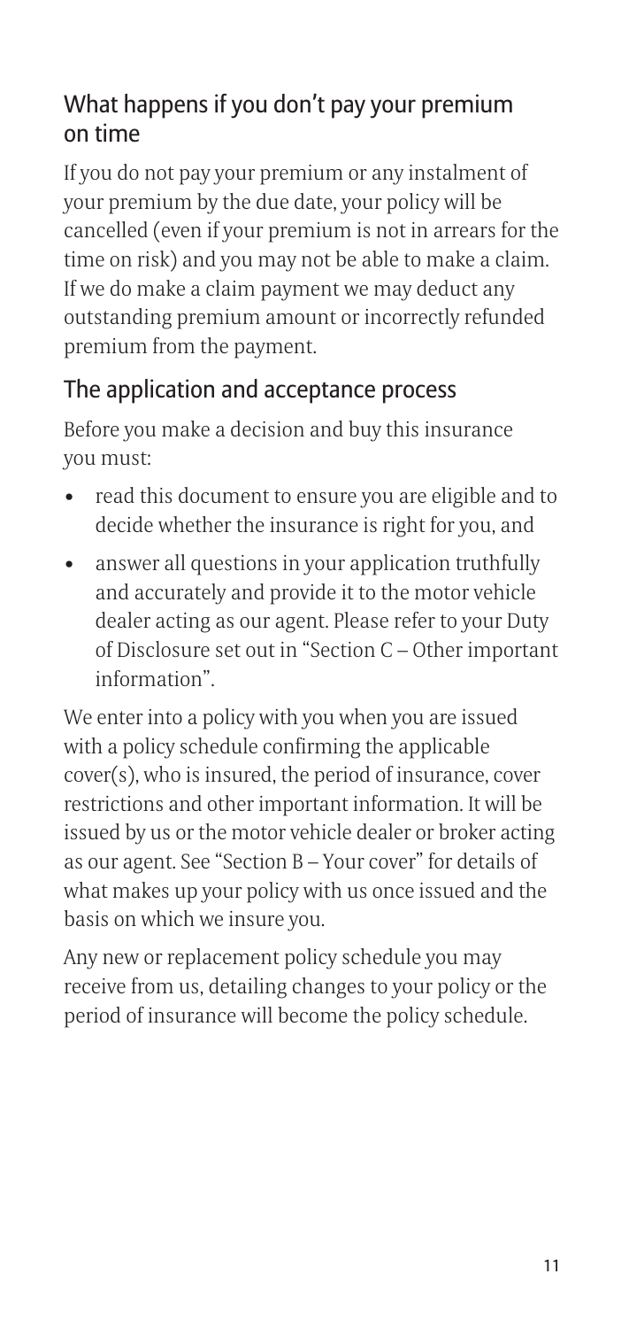## What happens if you don't pay your premium on time

If you do not pay your premium or any instalment of your premium by the due date, your policy will be cancelled (even if your premium is not in arrears for the time on risk) and you may not be able to make a claim. If we do make a claim payment we may deduct any outstanding premium amount or incorrectly refunded premium from the payment.

## The application and acceptance process

Before you make a decision and buy this insurance you must:

- read this document to ensure you are eligible and to decide whether the insurance is right for you, and
- answer all questions in your application truthfully and accurately and provide it to the motor vehicle dealer acting as our agent. Please refer to your Duty of Disclosure set out in "Section C – Other important information".

We enter into a policy with you when you are issued with a policy schedule confirming the applicable cover(s), who is insured, the period of insurance, cover restrictions and other important information. It will be issued by us or the motor vehicle dealer or broker acting as our agent. See "Section B – Your cover" for details of what makes up your policy with us once issued and the basis on which we insure you.

Any new or replacement policy schedule you may receive from us, detailing changes to your policy or the period of insurance will become the policy schedule.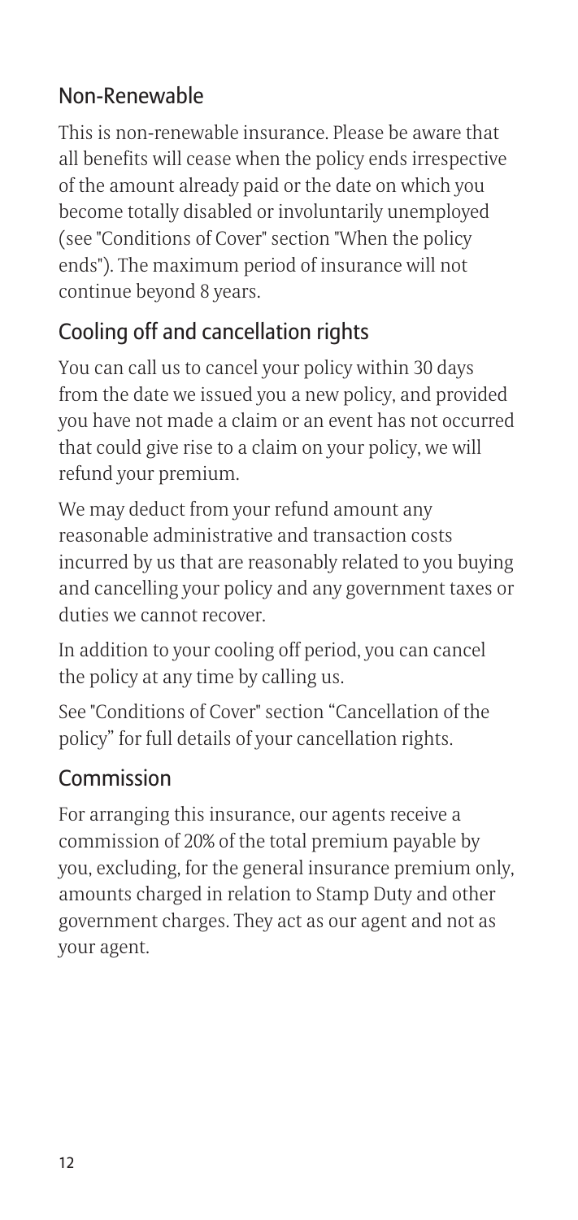## Non-Renewable

This is non-renewable insurance. Please be aware that all benefits will cease when the policy ends irrespective of the amount already paid or the date on which you become totally disabled or involuntarily unemployed (see "Conditions of Cover" section "When the policy ends"). The maximum period of insurance will not continue beyond 8 years.

## Cooling off and cancellation rights

You can call us to cancel your policy within 30 days from the date we issued you a new policy, and provided you have not made a claim or an event has not occurred that could give rise to a claim on your policy, we will refund your premium.

We may deduct from your refund amount any reasonable administrative and transaction costs incurred by us that are reasonably related to you buying and cancelling your policy and any government taxes or duties we cannot recover.

In addition to your cooling off period, you can cancel the policy at any time by calling us.

See "Conditions of Cover" section "Cancellation of the policy" for full details of your cancellation rights.

## Commission

For arranging this insurance, our agents receive a commission of 20% of the total premium payable by you, excluding, for the general insurance premium only, amounts charged in relation to Stamp Duty and other government charges. They act as our agent and not as your agent.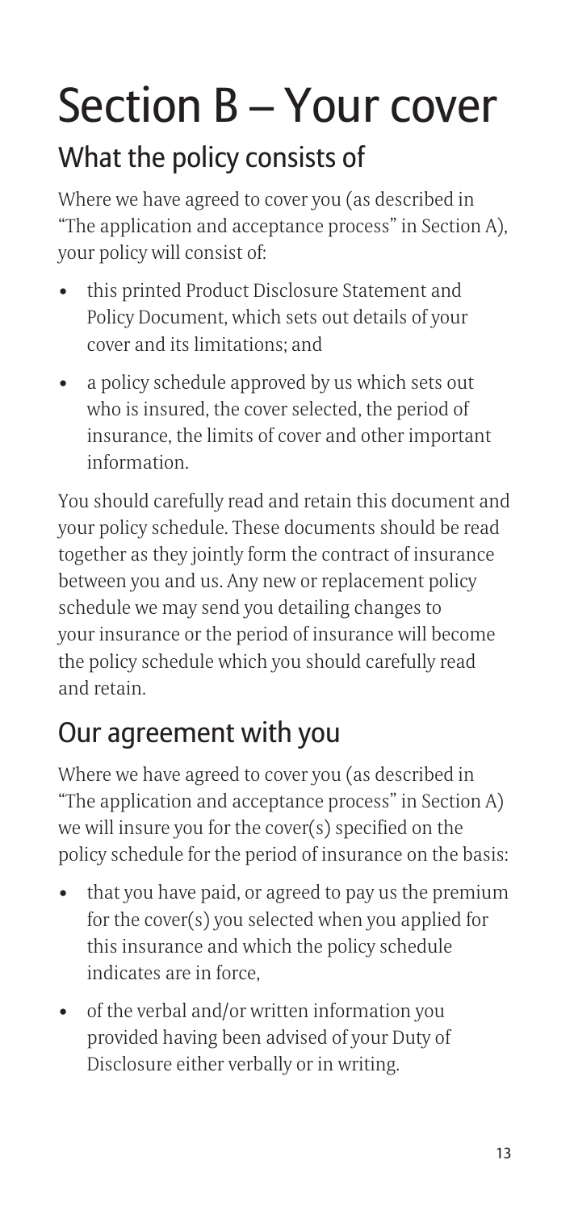# Section B – Your cover

## What the policy consists of

Where we have agreed to cover you (as described in "The application and acceptance process" in Section A), your policy will consist of:

- this printed Product Disclosure Statement and Policy Document, which sets out details of your cover and its limitations; and
- a policy schedule approved by us which sets out who is insured, the cover selected, the period of insurance, the limits of cover and other important information.

You should carefully read and retain this document and your policy schedule. These documents should be read together as they jointly form the contract of insurance between you and us. Any new or replacement policy schedule we may send you detailing changes to your insurance or the period of insurance will become the policy schedule which you should carefully read and retain.

## Our agreement with you

Where we have agreed to cover you (as described in "The application and acceptance process" in Section A) we will insure you for the cover(s) specified on the policy schedule for the period of insurance on the basis:

- that you have paid, or agreed to pay us the premium for the cover(s) you selected when you applied for this insurance and which the policy schedule indicates are in force,
- of the verbal and/or written information you provided having been advised of your Duty of Disclosure either verbally or in writing.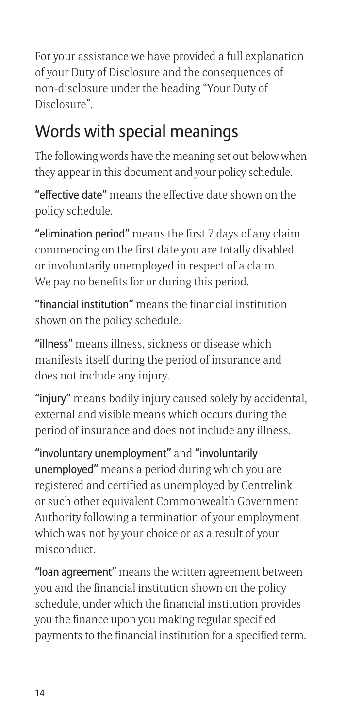For your assistance we have provided a full explanation of your Duty of Disclosure and the consequences of non-disclosure under the heading "Your Duty of Disclosure".

## Words with special meanings

The following words have the meaning set out below when they appear in this document and your policy schedule.

**"effective date"** means the effective date shown on the policy schedule.

**"elimination period"** means the first 7 days of any claim commencing on the first date you are totally disabled or involuntarily unemployed in respect of a claim. We pay no benefits for or during this period.

**"financial institution"** means the financial institution shown on the policy schedule.

**"illness"** means illness, sickness or disease which manifests itself during the period of insurance and does not include any injury.

**"injury"** means bodily injury caused solely by accidental, external and visible means which occurs during the period of insurance and does not include any illness.

**"involuntary unemployment"** and **"involuntarily unemployed"** means a period during which you are registered and certified as unemployed by Centrelink or such other equivalent Commonwealth Government Authority following a termination of your employment which was not by your choice or as a result of your misconduct.

**"loan agreement"** means the written agreement between you and the financial institution shown on the policy schedule, under which the financial institution provides you the finance upon you making regular specified payments to the financial institution for a specified term.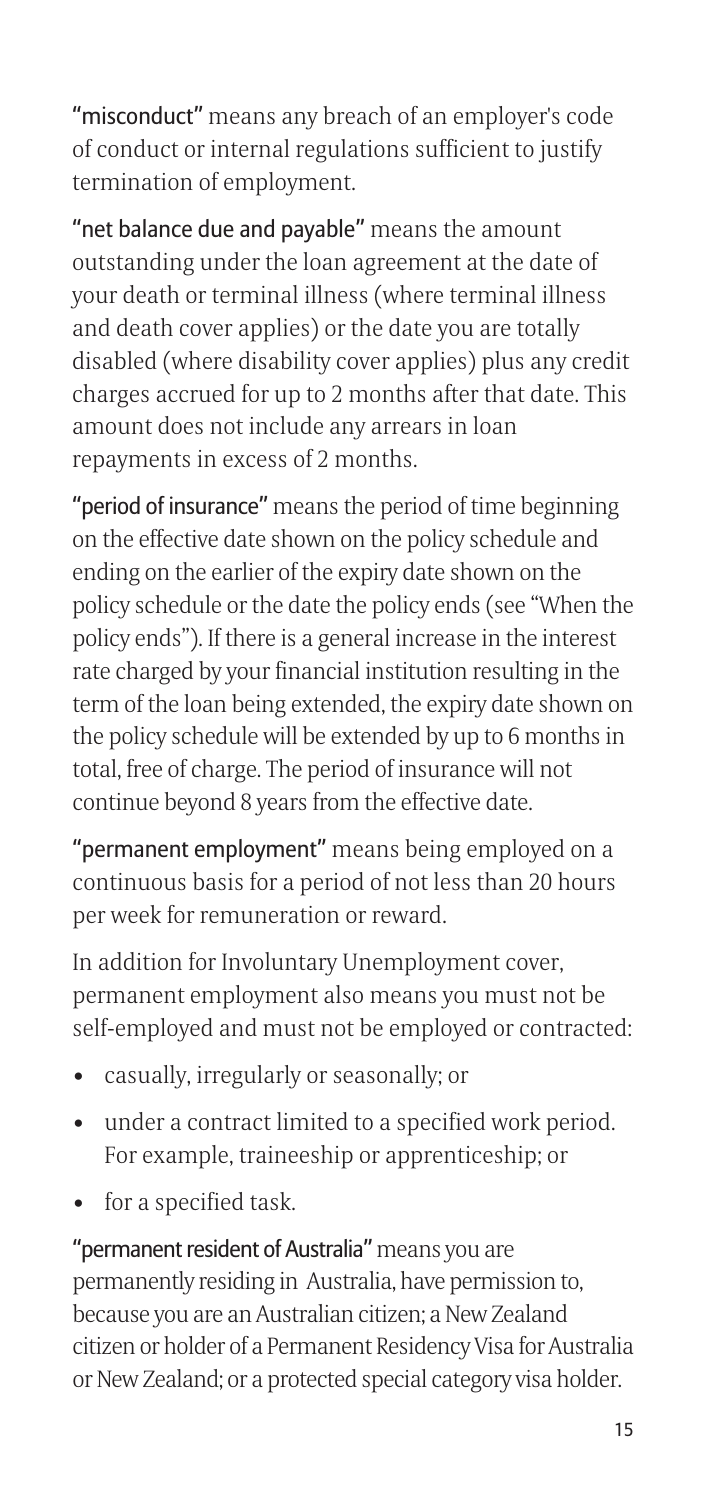**"misconduct"** means any breach of an employer's code of conduct or internal regulations sufficient to justify termination of employment.

**"net balance due and payable"** means the amount outstanding under the loan agreement at the date of your death or terminal illness (where terminal illness and death cover applies) or the date you are totally disabled (where disability cover applies) plus any credit charges accrued for up to 2 months after that date. This amount does not include any arrears in loan repayments in excess of 2 months.

**"period of insurance"** means the period of time beginning on the effective date shown on the policy schedule and ending on the earlier of the expiry date shown on the policy schedule or the date the policy ends (see "When the policy ends"). If there is a general increase in the interest rate charged by your financial institution resulting in the term of the loan being extended, the expiry date shown on the policy schedule will be extended by up to 6 months in total, free of charge. The period of insurance will not continue beyond 8 years from the effective date.

**"permanent employment"** means being employed on a continuous basis for a period of not less than 20 hours per week for remuneration or reward.

In addition for Involuntary Unemployment cover, permanent employment also means you must not be self-employed and must not be employed or contracted:

- casually, irregularly or seasonally; or
- under a contract limited to a specified work period. For example, traineeship or apprenticeship; or
- for a specified task.

**"permanent resident of Australia"** means you are permanently residing in Australia, have permission to, because you are an Australian citizen; a New Zealand citizen or holder of a Permanent Residency Visa for Australia or New Zealand; or a protected special category visa holder.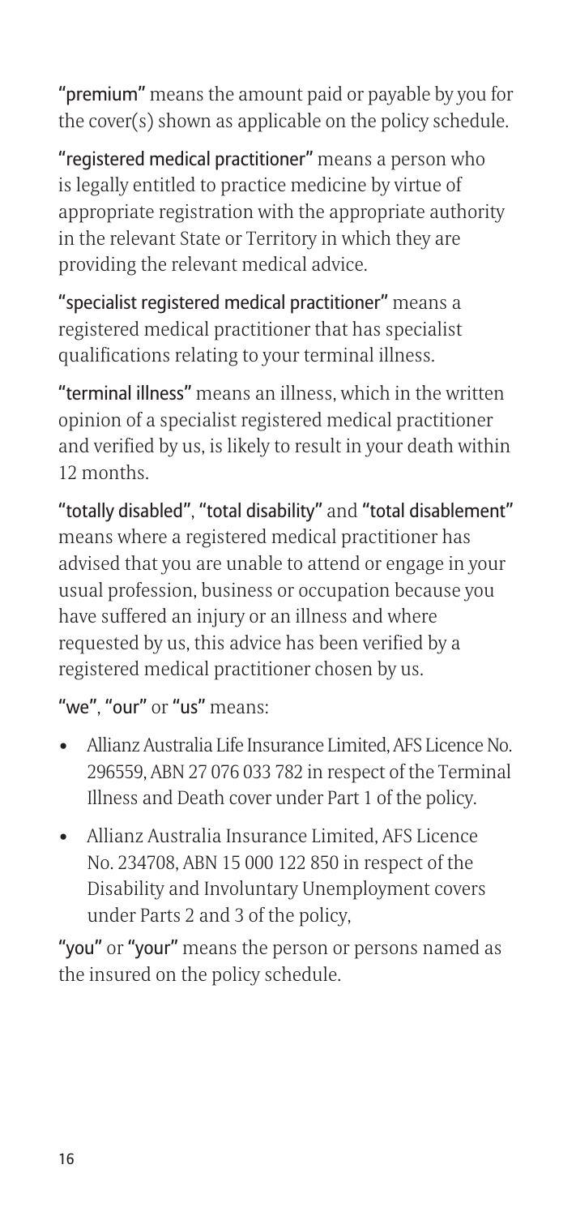**"premium"** means the amount paid or payable by you for the cover(s) shown as applicable on the policy schedule.

**"registered medical practitioner"** means a person who is legally entitled to practice medicine by virtue of appropriate registration with the appropriate authority in the relevant State or Territory in which they are providing the relevant medical advice.

**"specialist registered medical practitioner"** means a registered medical practitioner that has specialist qualifications relating to your terminal illness.

**"terminal illness"** means an illness, which in the written opinion of a specialist registered medical practitioner and verified by us, is likely to result in your death within 12 months.

**"totally disabled"**, **"total disability"** and **"total disablement"** means where a registered medical practitioner has advised that you are unable to attend or engage in your usual profession, business or occupation because you have suffered an injury or an illness and where requested by us, this advice has been verified by a registered medical practitioner chosen by us.

**"we"**, **"our"** or **"us"** means:

- Allianz Australia Life Insurance Limited, AFS Licence No. 296559, ABN 27 076 033 782 in respect of the Terminal Illness and Death cover under Part 1 of the policy.
- Allianz Australia Insurance Limited, AFS Licence No. 234708, ABN 15 000 122 850 in respect of the Disability and Involuntary Unemployment covers under Parts 2 and 3 of the policy,

**"you"** or **"your"** means the person or persons named as the insured on the policy schedule.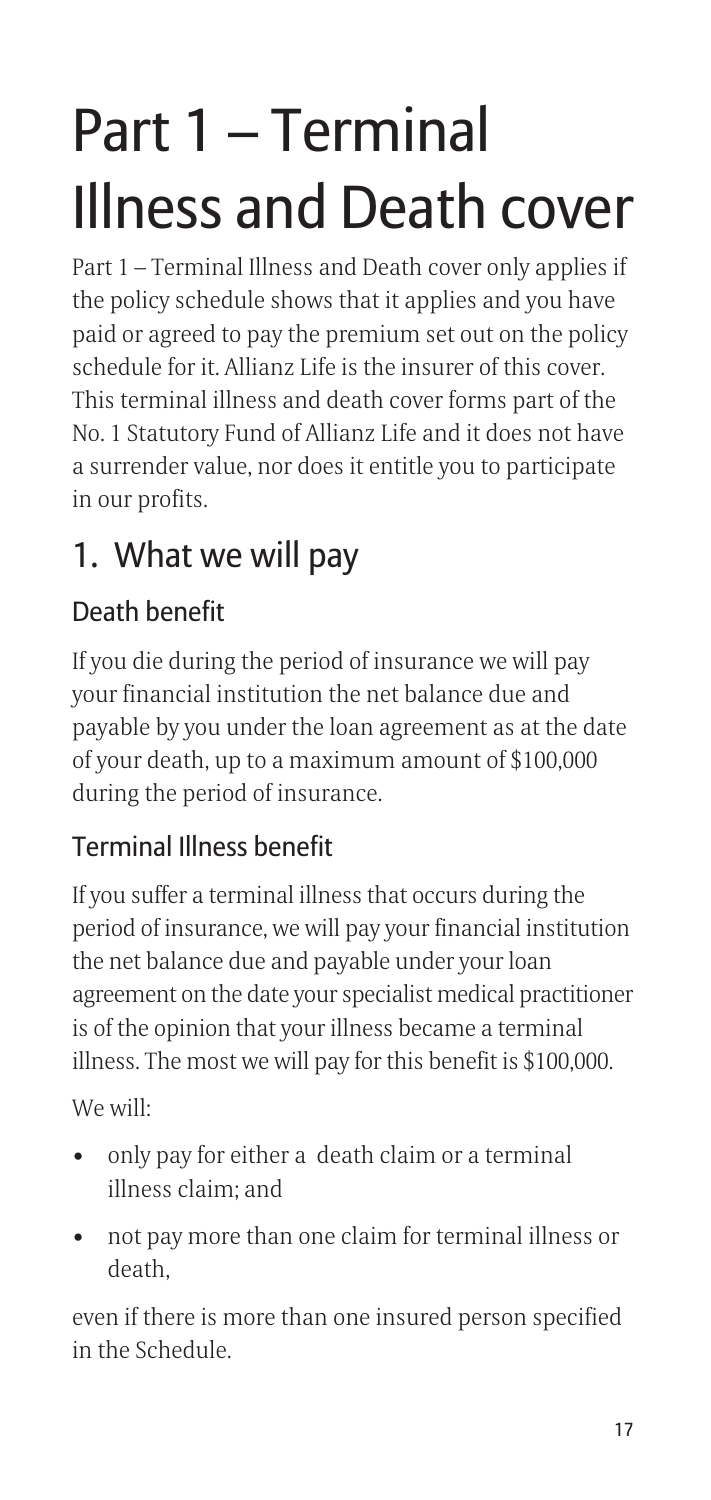# Part 1 – Terminal Illness and Death cover

Part 1 – Terminal Illness and Death cover only applies if the policy schedule shows that it applies and you have paid or agreed to pay the premium set out on the policy schedule for it. Allianz Life is the insurer of this cover. This terminal illness and death cover forms part of the No. 1 Statutory Fund of Allianz Life and it does not have a surrender value, nor does it entitle you to participate in our profits.

## 1. What we will pay

### Death benefit

If you die during the period of insurance we will pay your financial institution the net balance due and payable by you under the loan agreement as at the date of your death, up to a maximum amount of $100,000 during the period of insurance.

### Terminal Illness benefit

If you suffer a terminal illness that occurs during the period of insurance, we will pay your financial institution the net balance due and payable under your loan agreement on the date your specialist medical practitioner is of the opinion that your illness became a terminal illness. The most we will pay for this benefit is $100,000.

We will:

- only pay for either a death claim or a terminal illness claim; and
- not pay more than one claim for terminal illness or death,

even if there is more than one insured person specified in the Schedule.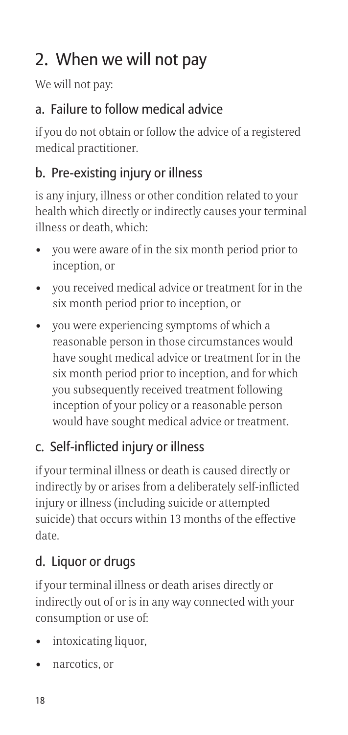## 2. When we will not pay

We will not pay:

### a. Failure to follow medical advice

if you do not obtain or follow the advice of a registered medical practitioner.

### b. Pre-existing injury or illness

is any injury, illness or other condition related to your health which directly or indirectly causes your terminal illness or death, which:

- you were aware of in the six month period prior to inception, or
- you received medical advice or treatment for in the six month period prior to inception, or
- you were experiencing symptoms of which a reasonable person in those circumstances would have sought medical advice or treatment for in the six month period prior to inception, and for which you subsequently received treatment following inception of your policy or a reasonable person would have sought medical advice or treatment.

### c. Self-inflicted injury or illness

if your terminal illness or death is caused directly or indirectly by or arises from a deliberately self-inflicted injury or illness (including suicide or attempted suicide) that occurs within 13 months of the effective date.

### d. Liquor or drugs

if your terminal illness or death arises directly or indirectly out of or is in any way connected with your consumption or use of:

- intoxicating liquor,
- narcotics, or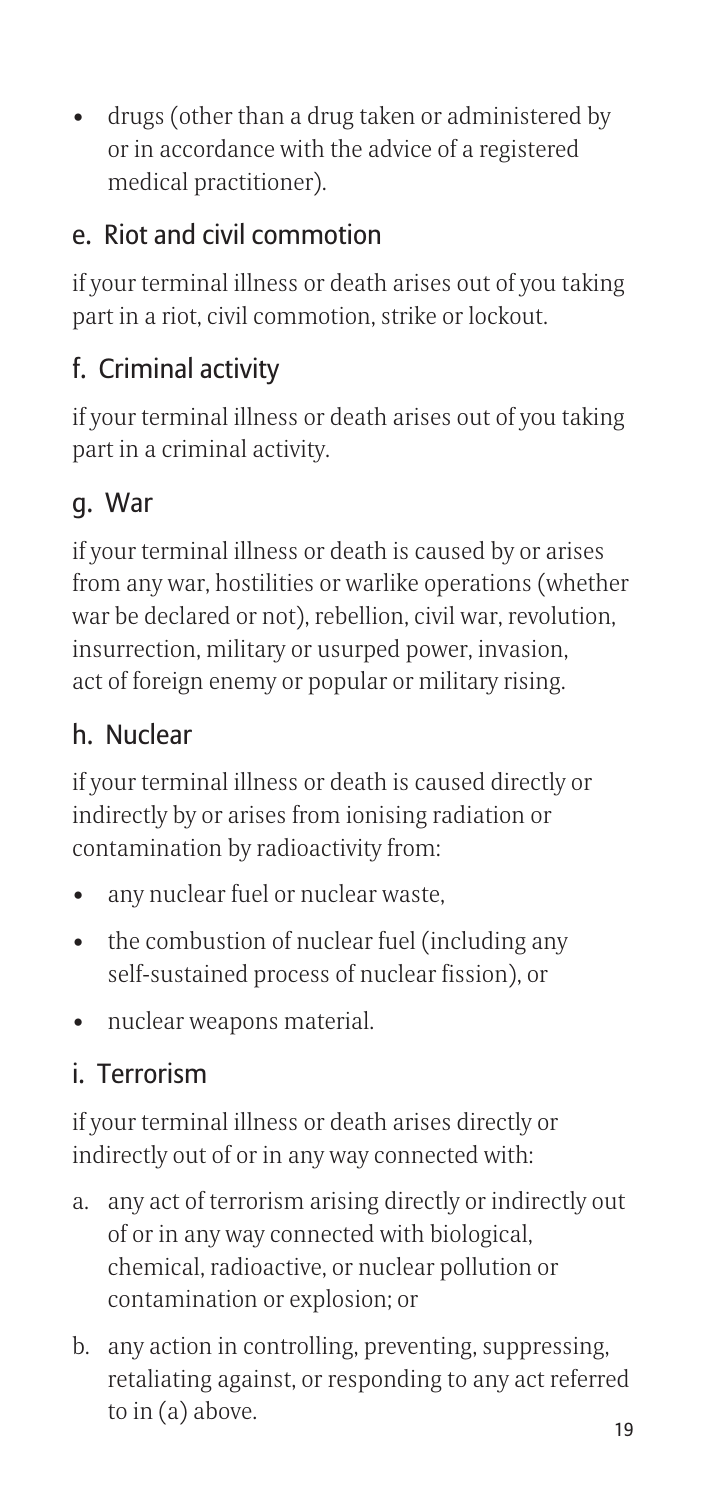- drugs (other than a drug taken or administered by or in accordance with the advice of a registered medical practitioner).

### e. Riot and civil commotion

if your terminal illness or death arises out of you taking part in a riot, civil commotion, strike or lockout.

### f. Criminal activity

if your terminal illness or death arises out of you taking part in a criminal activity.

### g. War

if your terminal illness or death is caused by or arises from any war, hostilities or warlike operations (whether war be declared or not), rebellion, civil war, revolution, insurrection, military or usurped power, invasion, act of foreign enemy or popular or military rising.

### h. Nuclear

if your terminal illness or death is caused directly or indirectly by or arises from ionising radiation or contamination by radioactivity from:

- any nuclear fuel or nuclear waste,
- the combustion of nuclear fuel (including any self-sustained process of nuclear fission), or
- nuclear weapons material.

### i. Terrorism

if your terminal illness or death arises directly or indirectly out of or in any way connected with:

a. any act of terrorism arising directly or indirectly out of or in any way connected with biological, chemical, radioactive, or nuclear pollution or contamination or explosion; or

b. any action in controlling, preventing, suppressing, retaliating against, or responding to any act referred to in (a) above.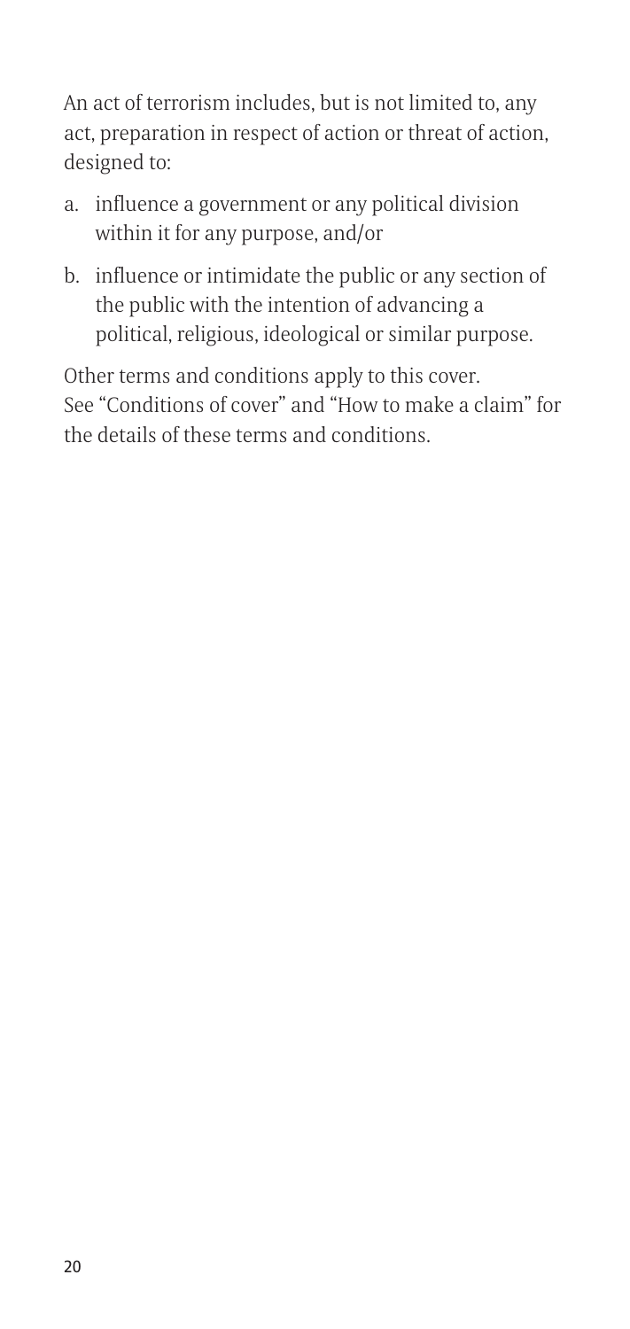An act of terrorism includes, but is not limited to, any act, preparation in respect of action or threat of action, designed to:

a. influence a government or any political division within it for any purpose, and/or
b. influence or intimidate the public or any section of the public with the intention of advancing a political, religious, ideological or similar purpose.

Other terms and conditions apply to this cover. See "Conditions of cover" and "How to make a claim" for the details of these terms and conditions.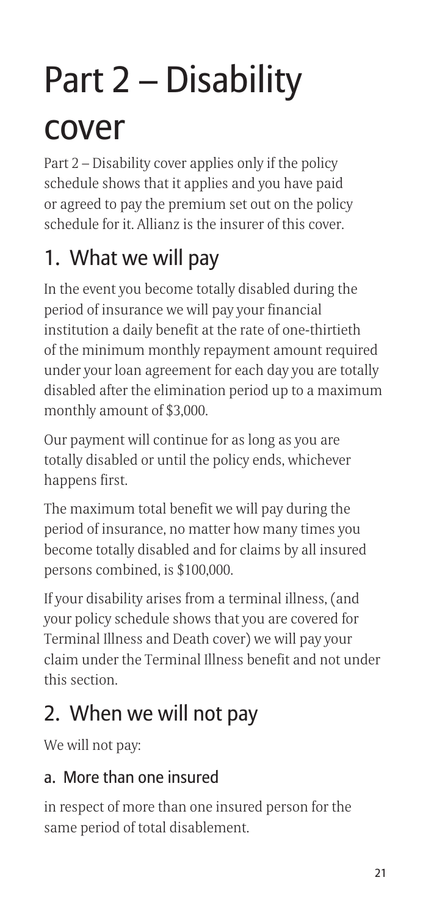# Part 2 – Disability cover

Part 2 – Disability cover applies only if the policy schedule shows that it applies and you have paid or agreed to pay the premium set out on the policy schedule for it. Allianz is the insurer of this cover.

## 1. What we will pay

In the event you become totally disabled during the period of insurance we will pay your financial institution a daily benefit at the rate of one-thirtieth of the minimum monthly repayment amount required under your loan agreement for each day you are totally disabled after the elimination period up to a maximum monthly amount of $3,000.

Our payment will continue for as long as you are totally disabled or until the policy ends, whichever happens first.

The maximum total benefit we will pay during the period of insurance, no matter how many times you become totally disabled and for claims by all insured persons combined, is $100,000.

If your disability arises from a terminal illness, (and your policy schedule shows that you are covered for Terminal Illness and Death cover) we will pay your claim under the Terminal Illness benefit and not under this section.

## 2. When we will not pay

We will not pay:

### a. More than one insured

in respect of more than one insured person for the same period of total disablement.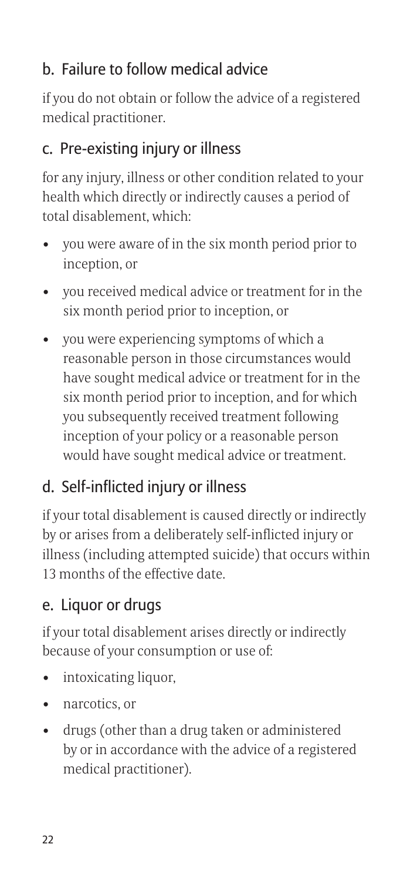### b. Failure to follow medical advice

if you do not obtain or follow the advice of a registered medical practitioner.

### c. Pre-existing injury or illness

for any injury, illness or other condition related to your health which directly or indirectly causes a period of total disablement, which:

- you were aware of in the six month period prior to inception, or
- you received medical advice or treatment for in the six month period prior to inception, or
- you were experiencing symptoms of which a reasonable person in those circumstances would have sought medical advice or treatment for in the six month period prior to inception, and for which you subsequently received treatment following inception of your policy or a reasonable person would have sought medical advice or treatment.

### d. Self-inflicted injury or illness

if your total disablement is caused directly or indirectly by or arises from a deliberately self-inflicted injury or illness (including attempted suicide) that occurs within 13 months of the effective date.

### e. Liquor or drugs

if your total disablement arises directly or indirectly because of your consumption or use of:

- intoxicating liquor,
- narcotics, or
- drugs (other than a drug taken or administered by or in accordance with the advice of a registered medical practitioner).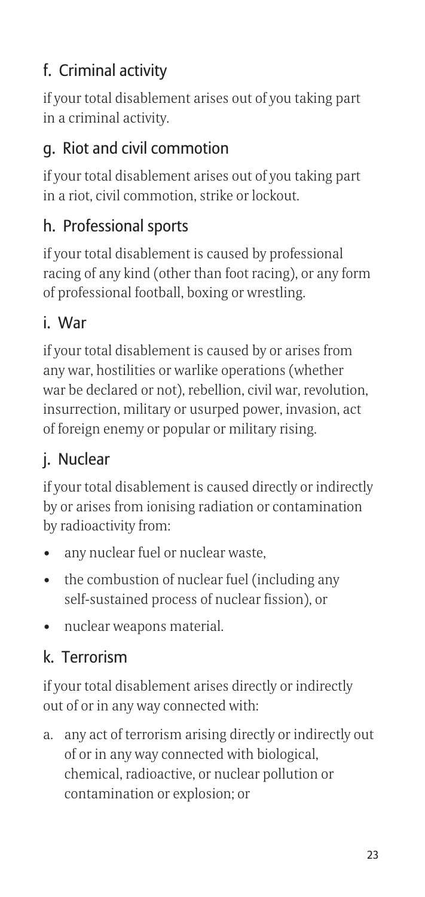## f. Criminal activity

if your total disablement arises out of you taking part in a criminal activity.

## g. Riot and civil commotion

if your total disablement arises out of you taking part in a riot, civil commotion, strike or lockout.

## h. Professional sports

if your total disablement is caused by professional racing of any kind (other than foot racing), or any form of professional football, boxing or wrestling.

## i. War

if your total disablement is caused by or arises from any war, hostilities or warlike operations (whether war be declared or not), rebellion, civil war, revolution, insurrection, military or usurped power, invasion, act of foreign enemy or popular or military rising.

## j. Nuclear

if your total disablement is caused directly or indirectly by or arises from ionising radiation or contamination by radioactivity from:

- any nuclear fuel or nuclear waste,
- the combustion of nuclear fuel (including any self-sustained process of nuclear fission), or
- nuclear weapons material.

## k. Terrorism

if your total disablement arises directly or indirectly out of or in any way connected with:

a. any act of terrorism arising directly or indirectly out of or in any way connected with biological, chemical, radioactive, or nuclear pollution or contamination or explosion; or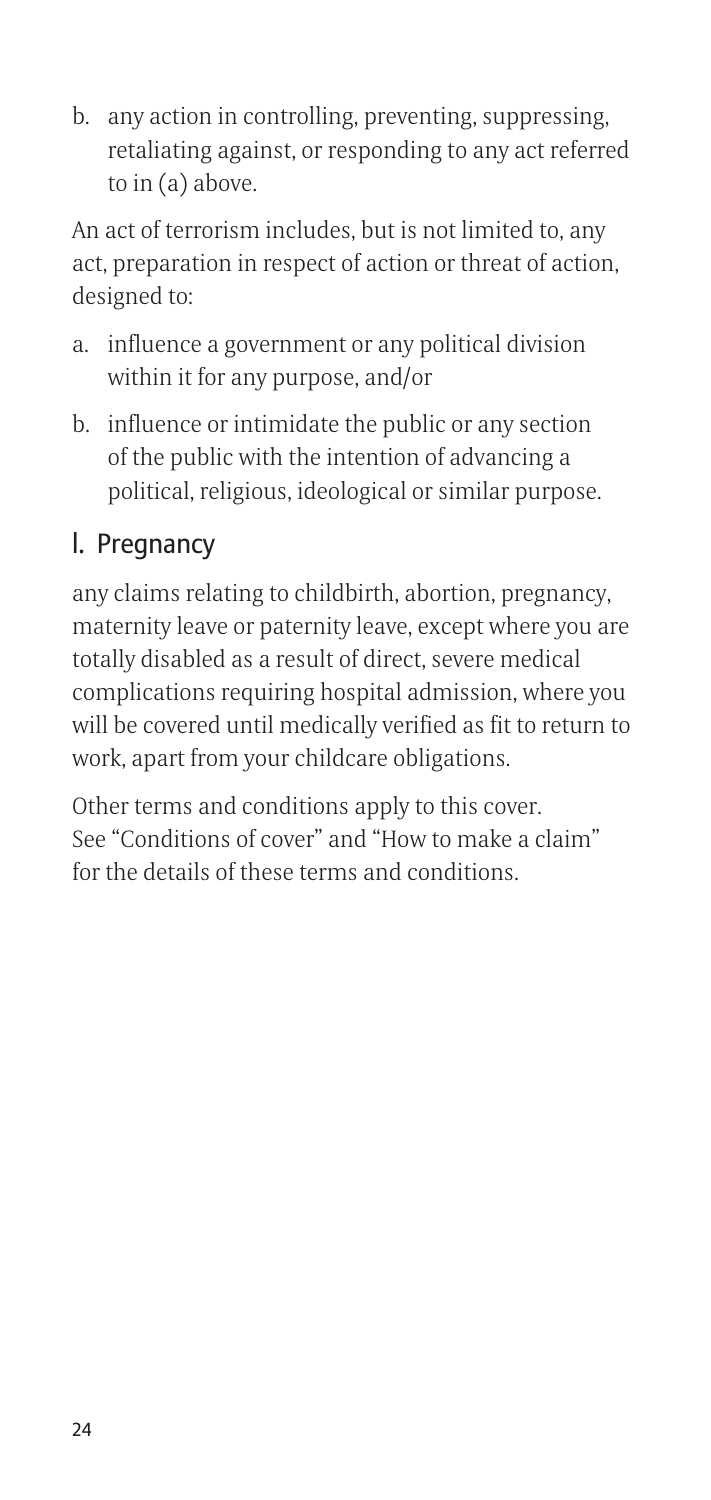b. any action in controlling, preventing, suppressing, retaliating against, or responding to any act referred to in (a) above.

An act of terrorism includes, but is not limited to, any act, preparation in respect of action or threat of action, designed to:

a. influence a government or any political division within it for any purpose, and/or
b. influence or intimidate the public or any section of the public with the intention of advancing a political, religious, ideological or similar purpose.

## l. Pregnancy

any claims relating to childbirth, abortion, pregnancy, maternity leave or paternity leave, except where you are totally disabled as a result of direct, severe medical complications requiring hospital admission, where you will be covered until medically verified as fit to return to work, apart from your childcare obligations.

Other terms and conditions apply to this cover. See "Conditions of cover" and "How to make a claim" for the details of these terms and conditions.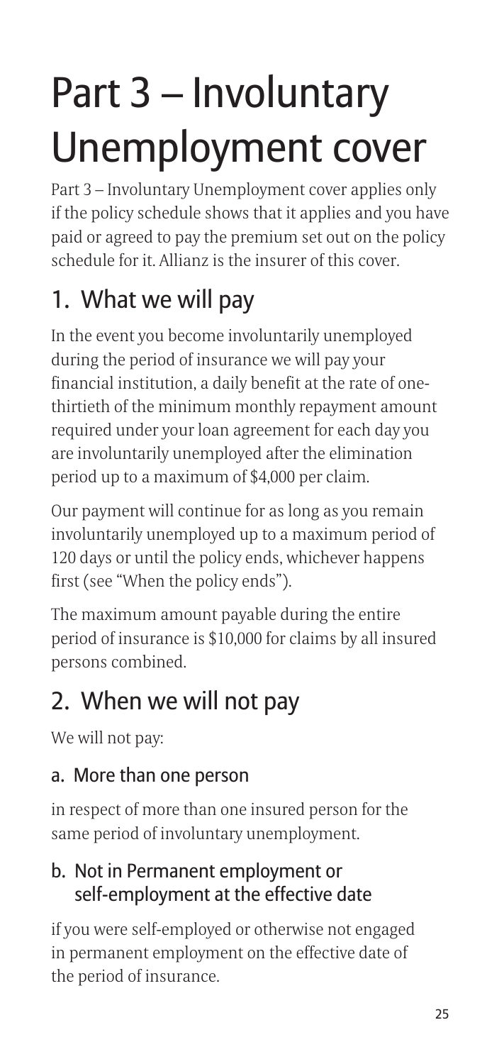# Part 3 – Involuntary Unemployment cover

Part 3 – Involuntary Unemployment cover applies only if the policy schedule shows that it applies and you have paid or agreed to pay the premium set out on the policy schedule for it. Allianz is the insurer of this cover.

## 1. What we will pay

In the event you become involuntarily unemployed during the period of insurance we will pay your financial institution, a daily benefit at the rate of one-thirtieth of the minimum monthly repayment amount required under your loan agreement for each day you are involuntarily unemployed after the elimination period up to a maximum of $4,000 per claim.

Our payment will continue for as long as you remain involuntarily unemployed up to a maximum period of 120 days or until the policy ends, whichever happens first (see "When the policy ends").

The maximum amount payable during the entire period of insurance is $10,000 for claims by all insured persons combined.

## 2. When we will not pay

We will not pay:

### a. More than one person

in respect of more than one insured person for the same period of involuntary unemployment.

### b. Not in Permanent employment or self-employment at the effective date

if you were self-employed or otherwise not engaged in permanent employment on the effective date of the period of insurance.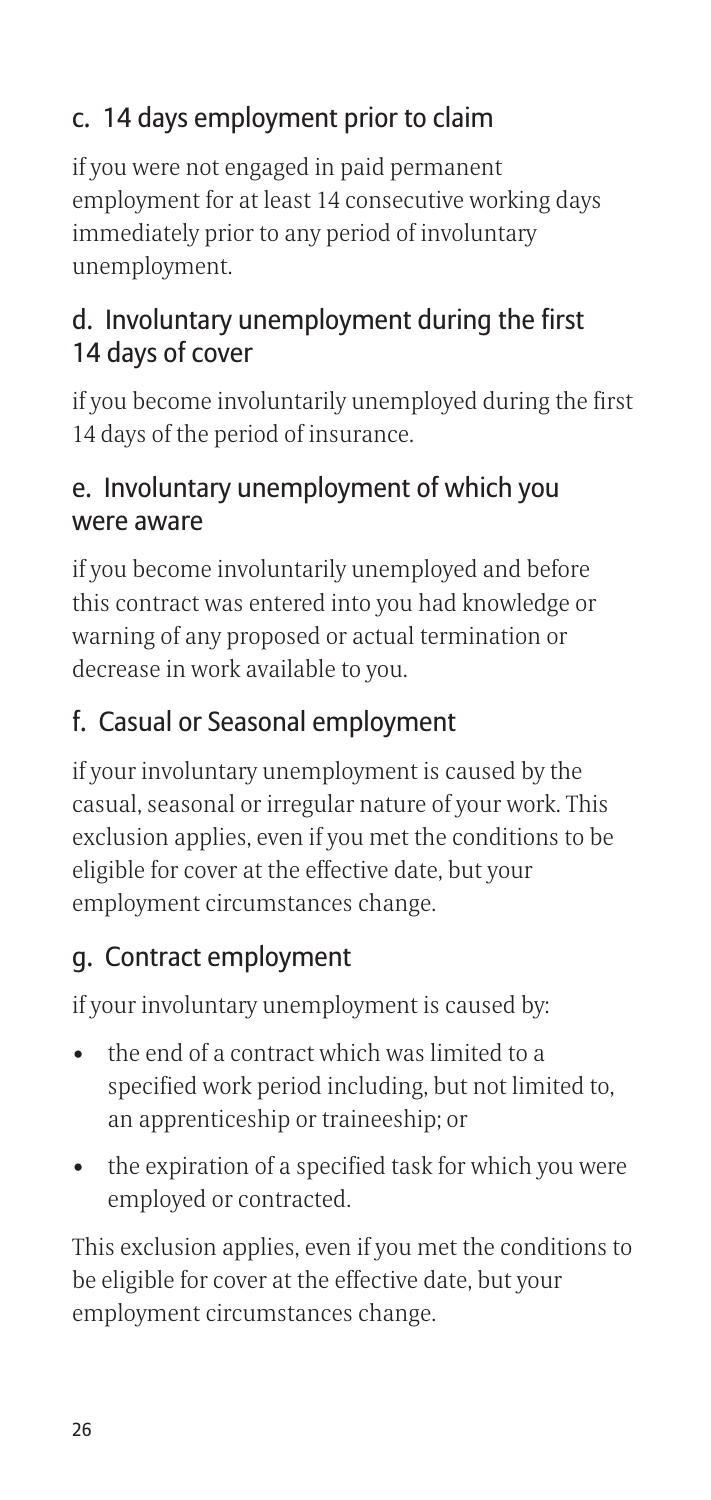### c. 14 days employment prior to claim

if you were not engaged in paid permanent employment for at least 14 consecutive working days immediately prior to any period of involuntary unemployment.

### d. Involuntary unemployment during the first 14 days of cover

if you become involuntarily unemployed during the first 14 days of the period of insurance.

### e. Involuntary unemployment of which you were aware

if you become involuntarily unemployed and before this contract was entered into you had knowledge or warning of any proposed or actual termination or decrease in work available to you.

### f. Casual or Seasonal employment

if your involuntary unemployment is caused by the casual, seasonal or irregular nature of your work. This exclusion applies, even if you met the conditions to be eligible for cover at the effective date, but your employment circumstances change.

### g. Contract employment

if your involuntary unemployment is caused by:

- the end of a contract which was limited to a specified work period including, but not limited to, an apprenticeship or traineeship; or
- the expiration of a specified task for which you were employed or contracted.

This exclusion applies, even if you met the conditions to be eligible for cover at the effective date, but your employment circumstances change.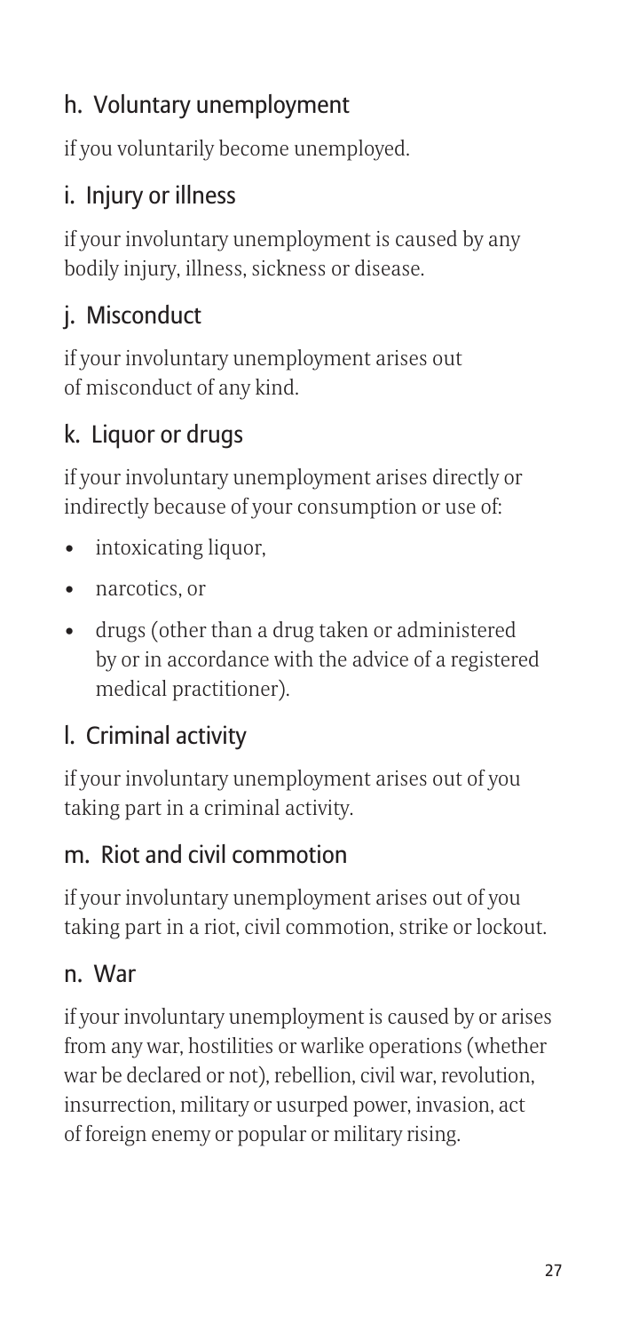### h. Voluntary unemployment

if you voluntarily become unemployed.

### i. Injury or illness

if your involuntary unemployment is caused by any bodily injury, illness, sickness or disease.

### j. Misconduct

if your involuntary unemployment arises out of misconduct of any kind.

### k. Liquor or drugs

if your involuntary unemployment arises directly or indirectly because of your consumption or use of:

- intoxicating liquor,
- narcotics, or
- drugs (other than a drug taken or administered by or in accordance with the advice of a registered medical practitioner).

### l. Criminal activity

if your involuntary unemployment arises out of you taking part in a criminal activity.

### m. Riot and civil commotion

if your involuntary unemployment arises out of you taking part in a riot, civil commotion, strike or lockout.

### n. War

if your involuntary unemployment is caused by or arises from any war, hostilities or warlike operations (whether war be declared or not), rebellion, civil war, revolution, insurrection, military or usurped power, invasion, act of foreign enemy or popular or military rising.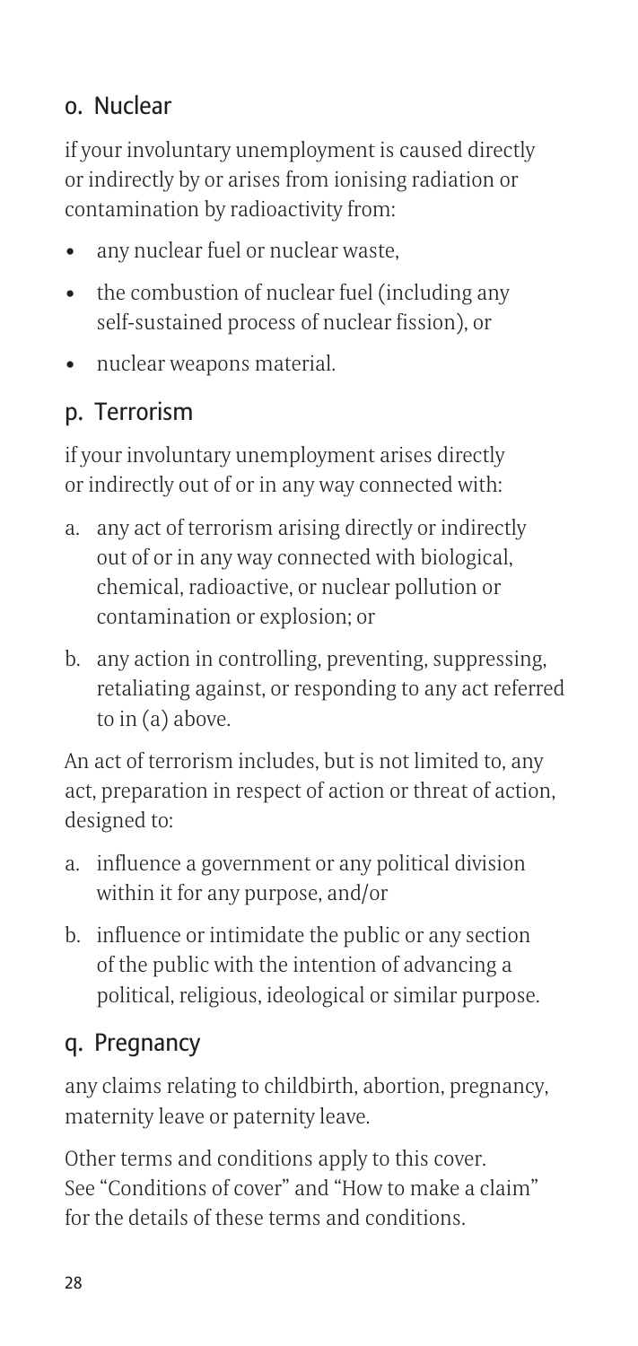## o. Nuclear

if your involuntary unemployment is caused directly or indirectly by or arises from ionising radiation or contamination by radioactivity from:

- any nuclear fuel or nuclear waste,
- the combustion of nuclear fuel (including any self-sustained process of nuclear fission), or
- nuclear weapons material.

## p. Terrorism

if your involuntary unemployment arises directly or indirectly out of or in any way connected with:

a. any act of terrorism arising directly or indirectly out of or in any way connected with biological, chemical, radioactive, or nuclear pollution or contamination or explosion; or

b. any action in controlling, preventing, suppressing, retaliating against, or responding to any act referred to in (a) above.

An act of terrorism includes, but is not limited to, any act, preparation in respect of action or threat of action, designed to:

a. influence a government or any political division within it for any purpose, and/or

b. influence or intimidate the public or any section of the public with the intention of advancing a political, religious, ideological or similar purpose.

## q. Pregnancy

any claims relating to childbirth, abortion, pregnancy, maternity leave or paternity leave.

Other terms and conditions apply to this cover. See "Conditions of cover" and "How to make a claim" for the details of these terms and conditions.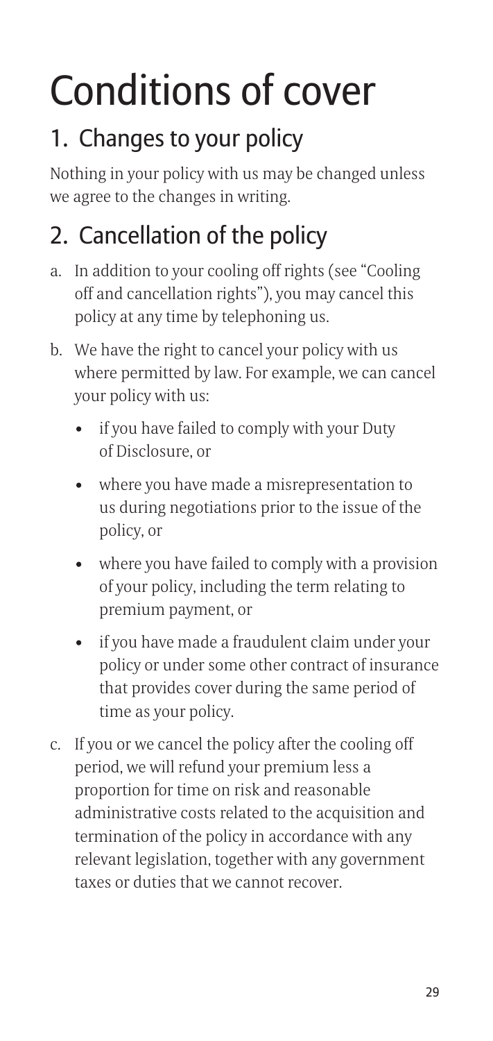# Conditions of cover

## 1. Changes to your policy

Nothing in your policy with us may be changed unless we agree to the changes in writing.

## 2. Cancellation of the policy

a. In addition to your cooling off rights (see "Cooling off and cancellation rights"), you may cancel this policy at any time by telephoning us.

b. We have the right to cancel your policy with us where permitted by law. For example, we can cancel your policy with us:

   - if you have failed to comply with your Duty of Disclosure, or
   - where you have made a misrepresentation to us during negotiations prior to the issue of the policy, or
   - where you have failed to comply with a provision of your policy, including the term relating to premium payment, or
   - if you have made a fraudulent claim under your policy or under some other contract of insurance that provides cover during the same period of time as your policy.

c. If you or we cancel the policy after the cooling off period, we will refund your premium less a proportion for time on risk and reasonable administrative costs related to the acquisition and termination of the policy in accordance with any relevant legislation, together with any government taxes or duties that we cannot recover.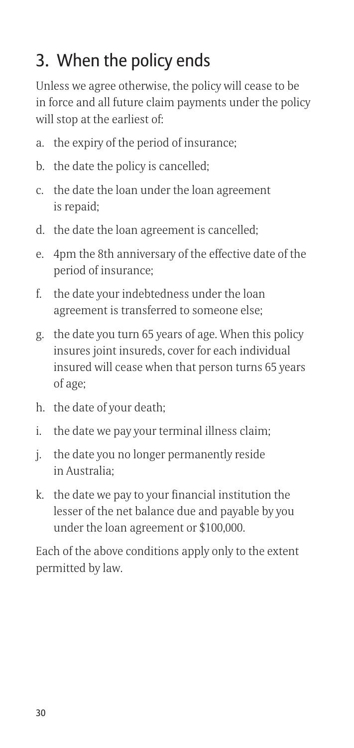## 3. When the policy ends

Unless we agree otherwise, the policy will cease to be in force and all future claim payments under the policy will stop at the earliest of:

a. the expiry of the period of insurance;

b. the date the policy is cancelled;

c. the date the loan under the loan agreement is repaid;

d. the date the loan agreement is cancelled;

e. 4pm the 8th anniversary of the effective date of the period of insurance;

f. the date your indebtedness under the loan agreement is transferred to someone else;

g. the date you turn 65 years of age. When this policy insures joint insureds, cover for each individual insured will cease when that person turns 65 years of age;

h. the date of your death;

i. the date we pay your terminal illness claim;

j. the date you no longer permanently reside in Australia;

k. the date we pay to your financial institution the lesser of the net balance due and payable by you under the loan agreement or $100,000.

Each of the above conditions apply only to the extent permitted by law.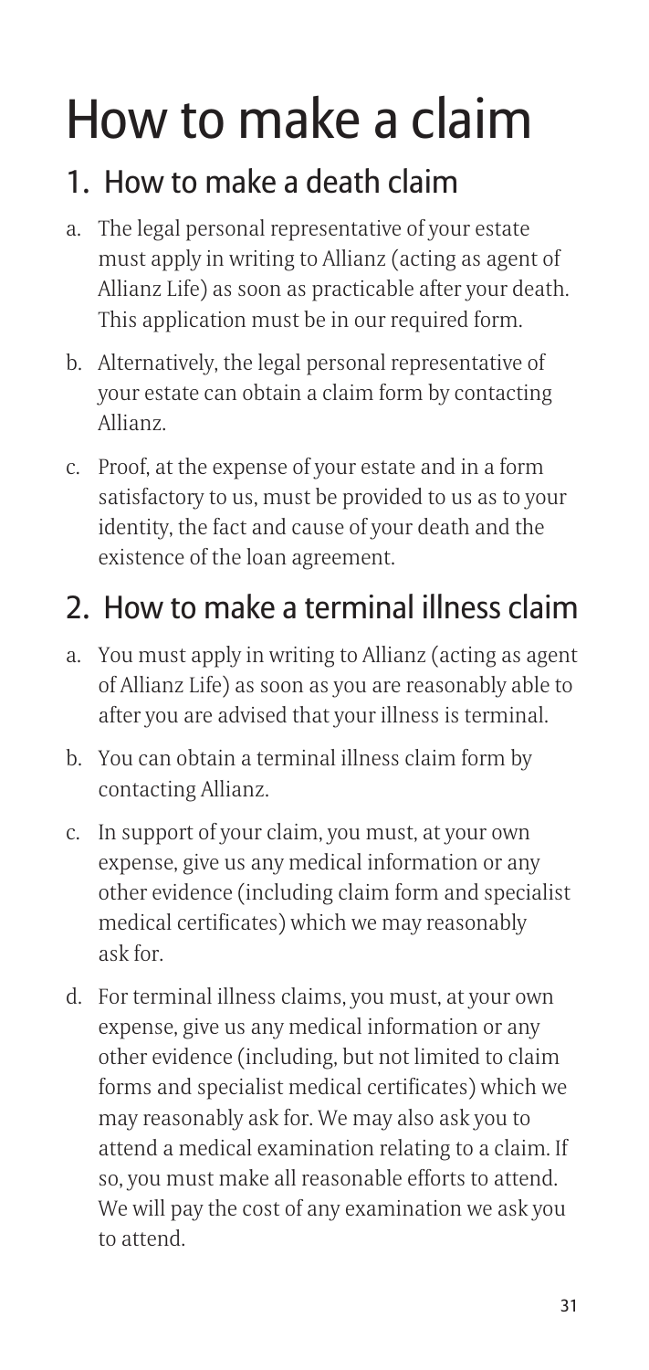# How to make a claim

## 1. How to make a death claim

a. The legal personal representative of your estate must apply in writing to Allianz (acting as agent of Allianz Life) as soon as practicable after your death. This application must be in our required form.

b. Alternatively, the legal personal representative of your estate can obtain a claim form by contacting Allianz.

c. Proof, at the expense of your estate and in a form satisfactory to us, must be provided to us as to your identity, the fact and cause of your death and the existence of the loan agreement.

## 2. How to make a terminal illness claim

a. You must apply in writing to Allianz (acting as agent of Allianz Life) as soon as you are reasonably able to after you are advised that your illness is terminal.

b. You can obtain a terminal illness claim form by contacting Allianz.

c. In support of your claim, you must, at your own expense, give us any medical information or any other evidence (including claim form and specialist medical certificates) which we may reasonably ask for.

d. For terminal illness claims, you must, at your own expense, give us any medical information or any other evidence (including, but not limited to claim forms and specialist medical certificates) which we may reasonably ask for. We may also ask you to attend a medical examination relating to a claim. If so, you must make all reasonable efforts to attend. We will pay the cost of any examination we ask you to attend.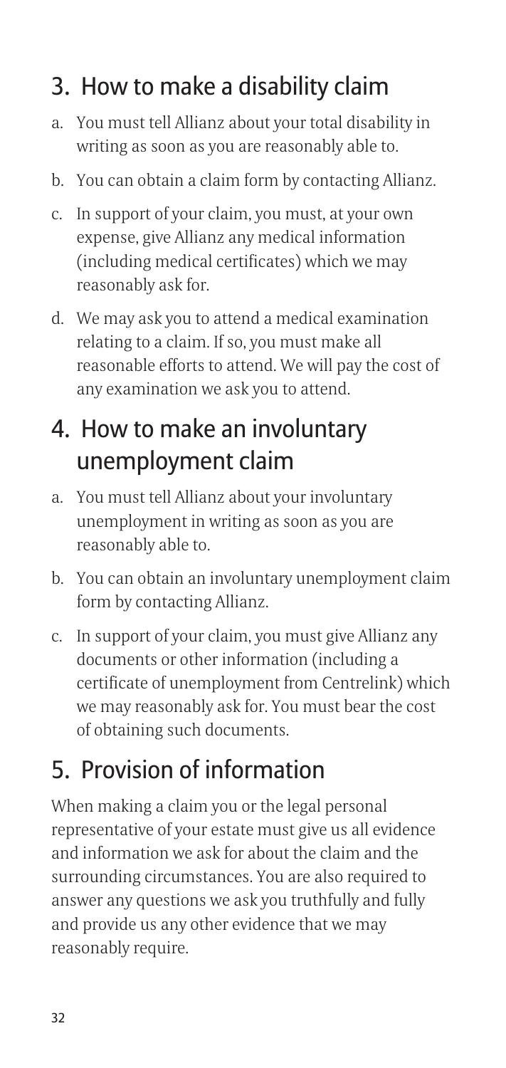## 3. How to make a disability claim

a. You must tell Allianz about your total disability in writing as soon as you are reasonably able to.

b. You can obtain a claim form by contacting Allianz.

c. In support of your claim, you must, at your own expense, give Allianz any medical information (including medical certificates) which we may reasonably ask for.

d. We may ask you to attend a medical examination relating to a claim. If so, you must make all reasonable efforts to attend. We will pay the cost of any examination we ask you to attend.

## 4. How to make an involuntary unemployment claim

a. You must tell Allianz about your involuntary unemployment in writing as soon as you are reasonably able to.

b. You can obtain an involuntary unemployment claim form by contacting Allianz.

c. In support of your claim, you must give Allianz any documents or other information (including a certificate of unemployment from Centrelink) which we may reasonably ask for. You must bear the cost of obtaining such documents.

## 5. Provision of information

When making a claim you or the legal personal representative of your estate must give us all evidence and information we ask for about the claim and the surrounding circumstances. You are also required to answer any questions we ask you truthfully and fully and provide us any other evidence that we may reasonably require.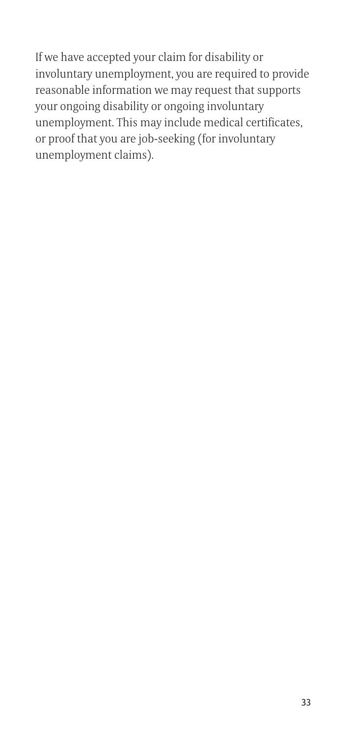If we have accepted your claim for disability or involuntary unemployment, you are required to provide reasonable information we may request that supports your ongoing disability or ongoing involuntary unemployment. This may include medical certificates, or proof that you are job-seeking (for involuntary unemployment claims).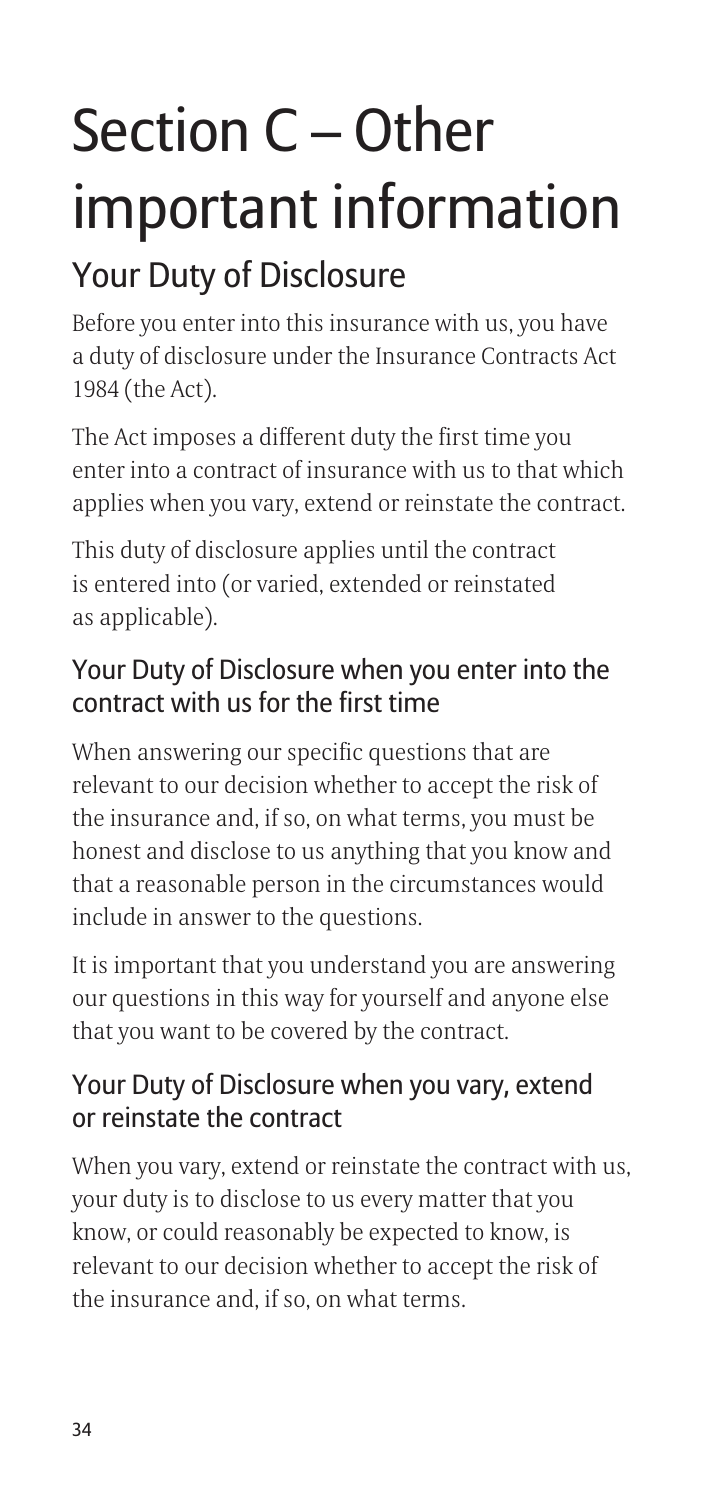# Section C – Other important information

## Your Duty of Disclosure

Before you enter into this insurance with us, you have a duty of disclosure under the Insurance Contracts Act 1984 (the Act).

The Act imposes a different duty the first time you enter into a contract of insurance with us to that which applies when you vary, extend or reinstate the contract.

This duty of disclosure applies until the contract is entered into (or varied, extended or reinstated as applicable).

### Your Duty of Disclosure when you enter into the contract with us for the first time

When answering our specific questions that are relevant to our decision whether to accept the risk of the insurance and, if so, on what terms, you must be honest and disclose to us anything that you know and that a reasonable person in the circumstances would include in answer to the questions.

It is important that you understand you are answering our questions in this way for yourself and anyone else that you want to be covered by the contract.

### Your Duty of Disclosure when you vary, extend or reinstate the contract

When you vary, extend or reinstate the contract with us, your duty is to disclose to us every matter that you know, or could reasonably be expected to know, is relevant to our decision whether to accept the risk of the insurance and, if so, on what terms.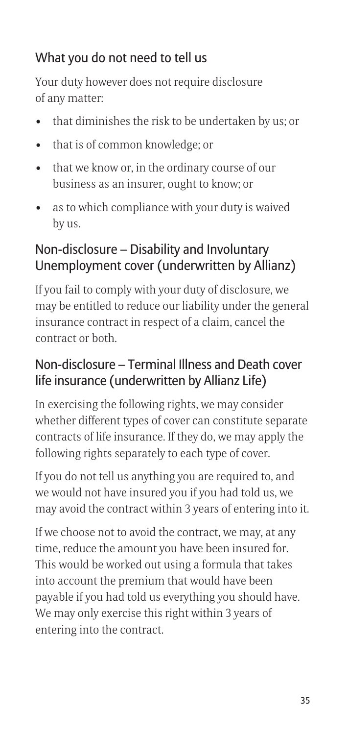## What you do not need to tell us

Your duty however does not require disclosure of any matter:

- that diminishes the risk to be undertaken by us; or
- that is of common knowledge; or
- that we know or, in the ordinary course of our business as an insurer, ought to know; or
- as to which compliance with your duty is waived by us.

## Non-disclosure – Disability and Involuntary Unemployment cover (underwritten by Allianz)

If you fail to comply with your duty of disclosure, we may be entitled to reduce our liability under the general insurance contract in respect of a claim, cancel the contract or both.

## Non-disclosure – Terminal Illness and Death cover life insurance (underwritten by Allianz Life)

In exercising the following rights, we may consider whether different types of cover can constitute separate contracts of life insurance. If they do, we may apply the following rights separately to each type of cover.

If you do not tell us anything you are required to, and we would not have insured you if you had told us, we may avoid the contract within 3 years of entering into it.

If we choose not to avoid the contract, we may, at any time, reduce the amount you have been insured for. This would be worked out using a formula that takes into account the premium that would have been payable if you had told us everything you should have. We may only exercise this right within 3 years of entering into the contract.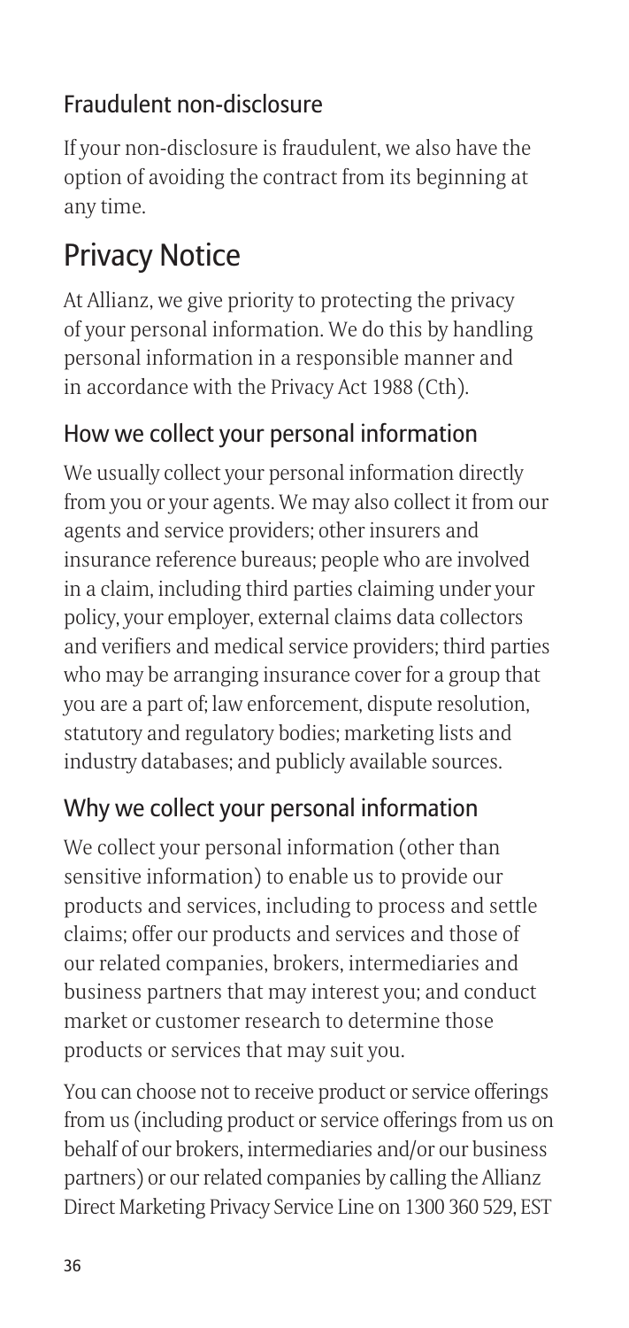### Fraudulent non-disclosure

If your non-disclosure is fraudulent, we also have the option of avoiding the contract from its beginning at any time.

## Privacy Notice

At Allianz, we give priority to protecting the privacy of your personal information. We do this by handling personal information in a responsible manner and in accordance with the Privacy Act 1988 (Cth).

### How we collect your personal information

We usually collect your personal information directly from you or your agents. We may also collect it from our agents and service providers; other insurers and insurance reference bureaus; people who are involved in a claim, including third parties claiming under your policy, your employer, external claims data collectors and verifiers and medical service providers; third parties who may be arranging insurance cover for a group that you are a part of; law enforcement, dispute resolution, statutory and regulatory bodies; marketing lists and industry databases; and publicly available sources.

### Why we collect your personal information

We collect your personal information (other than sensitive information) to enable us to provide our products and services, including to process and settle claims; offer our products and services and those of our related companies, brokers, intermediaries and business partners that may interest you; and conduct market or customer research to determine those products or services that may suit you.

You can choose not to receive product or service offerings from us (including product or service offerings from us on behalf of our brokers, intermediaries and/or our business partners) or our related companies by calling the Allianz Direct Marketing Privacy Service Line on 1300 360 529, EST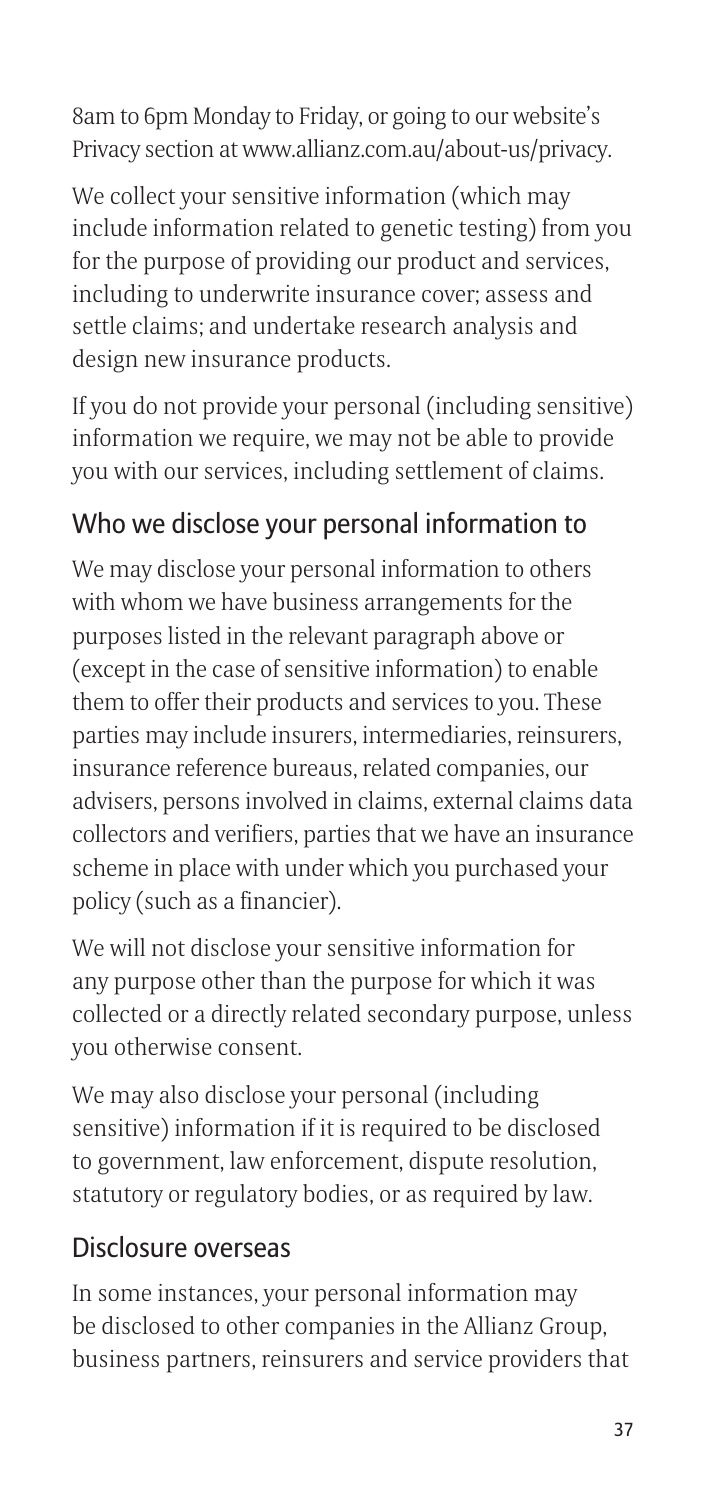8am to 6pm Monday to Friday, or going to our website's Privacy section at www.allianz.com.au/about-us/privacy.

We collect your sensitive information (which may include information related to genetic testing) from you for the purpose of providing our product and services, including to underwrite insurance cover; assess and settle claims; and undertake research analysis and design new insurance products.

If you do not provide your personal (including sensitive) information we require, we may not be able to provide you with our services, including settlement of claims.

## Who we disclose your personal information to

We may disclose your personal information to others with whom we have business arrangements for the purposes listed in the relevant paragraph above or (except in the case of sensitive information) to enable them to offer their products and services to you. These parties may include insurers, intermediaries, reinsurers, insurance reference bureaus, related companies, our advisers, persons involved in claims, external claims data collectors and verifiers, parties that we have an insurance scheme in place with under which you purchased your policy (such as a financier).

We will not disclose your sensitive information for any purpose other than the purpose for which it was collected or a directly related secondary purpose, unless you otherwise consent.

We may also disclose your personal (including sensitive) information if it is required to be disclosed to government, law enforcement, dispute resolution, statutory or regulatory bodies, or as required by law.

## Disclosure overseas

In some instances, your personal information may be disclosed to other companies in the Allianz Group, business partners, reinsurers and service providers that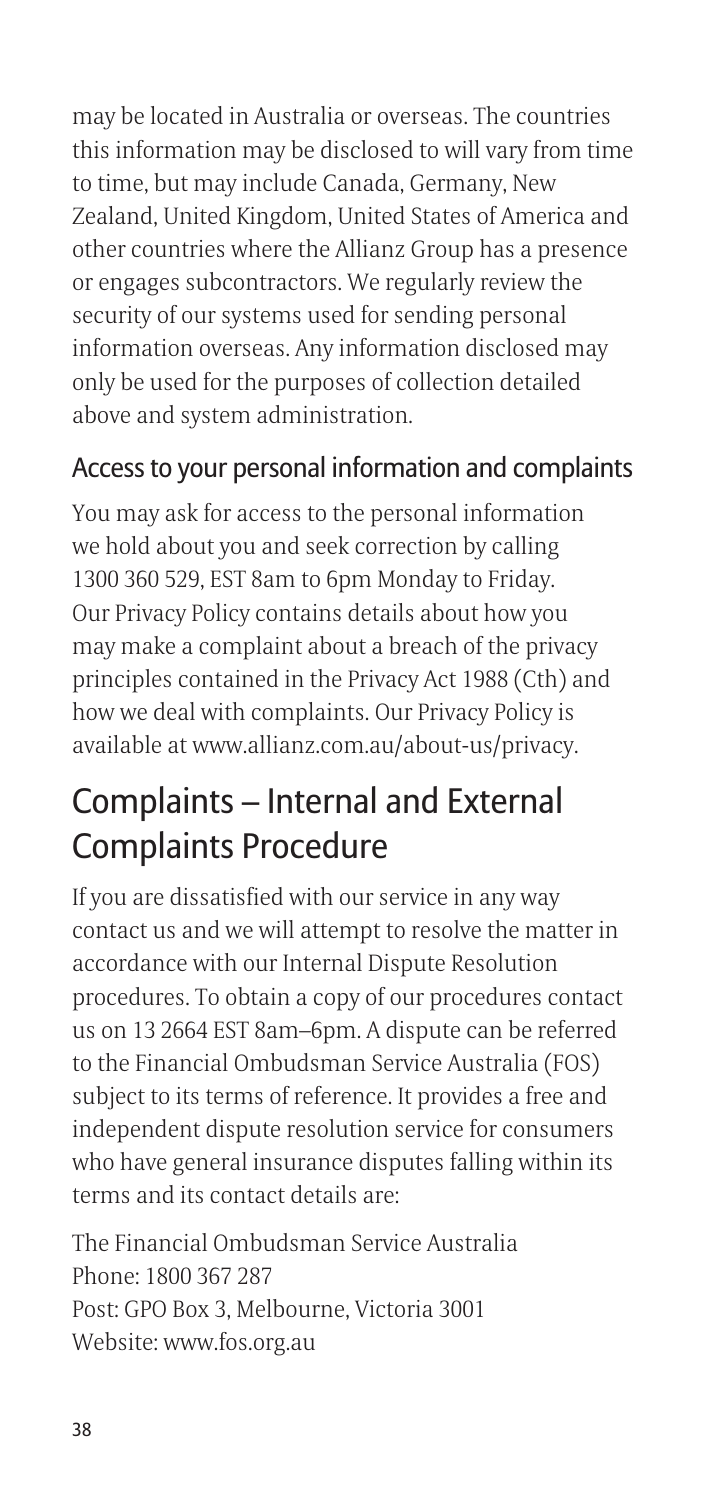may be located in Australia or overseas. The countries this information may be disclosed to will vary from time to time, but may include Canada, Germany, New Zealand, United Kingdom, United States of America and other countries where the Allianz Group has a presence or engages subcontractors. We regularly review the security of our systems used for sending personal information overseas. Any information disclosed may only be used for the purposes of collection detailed above and system administration.

### Access to your personal information and complaints

You may ask for access to the personal information we hold about you and seek correction by calling 1300 360 529, EST 8am to 6pm Monday to Friday. Our Privacy Policy contains details about how you may make a complaint about a breach of the privacy principles contained in the Privacy Act 1988 (Cth) and how we deal with complaints. Our Privacy Policy is available at www.allianz.com.au/about-us/privacy.

## Complaints – Internal and External Complaints Procedure

If you are dissatisfied with our service in any way contact us and we will attempt to resolve the matter in accordance with our Internal Dispute Resolution procedures. To obtain a copy of our procedures contact us on 13 2664 EST 8am–6pm. A dispute can be referred to the Financial Ombudsman Service Australia (FOS) subject to its terms of reference. It provides a free and independent dispute resolution service for consumers who have general insurance disputes falling within its terms and its contact details are:

The Financial Ombudsman Service Australia
Phone: 1800 367 287
Post: GPO Box 3, Melbourne, Victoria 3001
Website: www.fos.org.au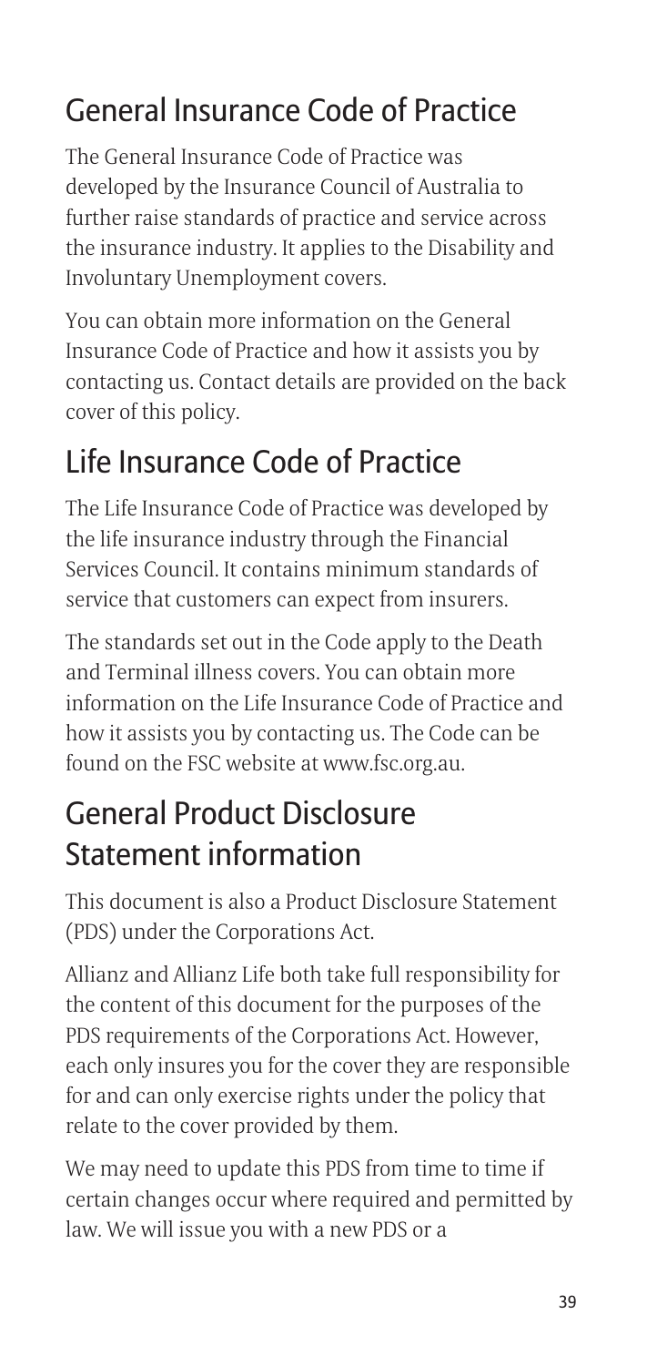## General Insurance Code of Practice

The General Insurance Code of Practice was developed by the Insurance Council of Australia to further raise standards of practice and service across the insurance industry. It applies to the Disability and Involuntary Unemployment covers.

You can obtain more information on the General Insurance Code of Practice and how it assists you by contacting us. Contact details are provided on the back cover of this policy.

## Life Insurance Code of Practice

The Life Insurance Code of Practice was developed by the life insurance industry through the Financial Services Council. It contains minimum standards of service that customers can expect from insurers.

The standards set out in the Code apply to the Death and Terminal illness covers. You can obtain more information on the Life Insurance Code of Practice and how it assists you by contacting us. The Code can be found on the FSC website at www.fsc.org.au.

## General Product Disclosure Statement information

This document is also a Product Disclosure Statement (PDS) under the Corporations Act.

Allianz and Allianz Life both take full responsibility for the content of this document for the purposes of the PDS requirements of the Corporations Act. However, each only insures you for the cover they are responsible for and can only exercise rights under the policy that relate to the cover provided by them.

We may need to update this PDS from time to time if certain changes occur where required and permitted by law. We will issue you with a new PDS or a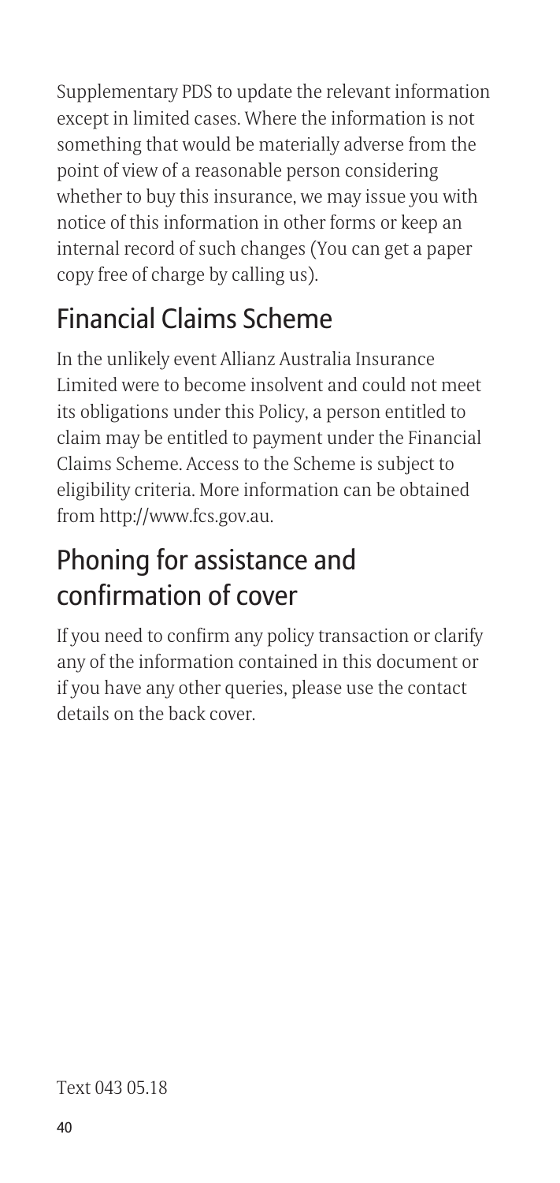Supplementary PDS to update the relevant information except in limited cases. Where the information is not something that would be materially adverse from the point of view of a reasonable person considering whether to buy this insurance, we may issue you with notice of this information in other forms or keep an internal record of such changes (You can get a paper copy free of charge by calling us).

## Financial Claims Scheme

In the unlikely event Allianz Australia Insurance Limited were to become insolvent and could not meet its obligations under this Policy, a person entitled to claim may be entitled to payment under the Financial Claims Scheme. Access to the Scheme is subject to eligibility criteria. More information can be obtained from http://www.fcs.gov.au.

## Phoning for assistance and confirmation of cover

If you need to confirm any policy transaction or clarify any of the information contained in this document or if you have any other queries, please use the contact details on the back cover.

Text 043 05.18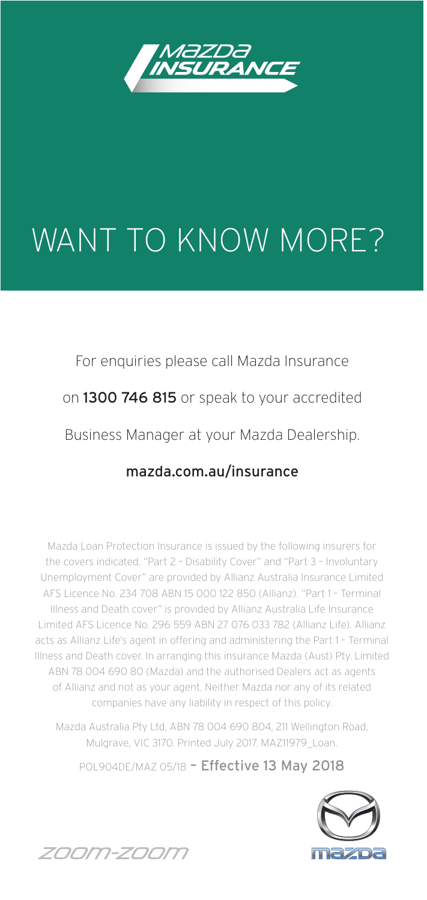MAZDA INSURANCE

# WANT TO KNOW MORE?

For enquiries please call Mazda Insurance on **1300 746 815** or speak to your accredited Business Manager at your Mazda Dealership.

**mazda.com.au/insurance**

Mazda Loan Protection Insurance is issued by the following insurers for the covers indicated. "Part 2 – Disability Cover" and "Part 3 – Involuntary Unemployment Cover" are provided by Allianz Australia Insurance Limited AFS Licence No. 234 708 ABN 15 000 122 850 (Allianz). "Part 1 – Terminal Illness and Death cover" is provided by Allianz Australia Life Insurance Limited AFS Licence No. 296 559 ABN 27 076 033 782 (Allianz Life). Allianz acts as Allianz Life's agent in offering and administering the Part 1 – Terminal Illness and Death cover. In arranging this insurance Mazda (Aust) Pty. Limited ABN 78 004 690 80 (Mazda) and the authorised Dealers act as agents of Allianz and not as your agent. Neither Mazda nor any of its related companies have any liability in respect of this policy.

Mazda Australia Pty Ltd, ABN 78 004 690 804, 211 Wellington Road, Mulgrave, VIC 3170. Printed July 2017. MAZ11979_Loan.

POL904DE/MAZ 05/18 – **Effective 13 May 2018**

ZOOM-ZOOM

mazda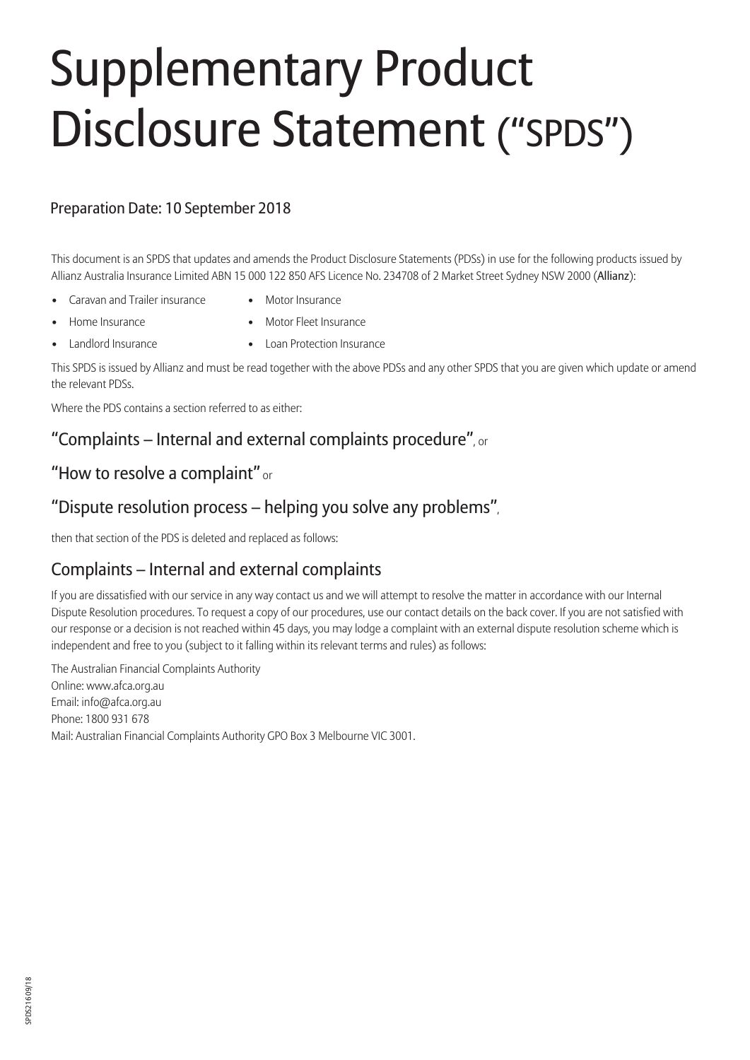# Supplementary Product Disclosure Statement ("SPDS")

## Preparation Date: 10 September 2018

This document is an SPDS that updates and amends the Product Disclosure Statements (PDSs) in use for the following products issued by Allianz Australia Insurance Limited ABN 15 000 122 850 AFS Licence No. 234708 of 2 Market Street Sydney NSW 2000 (**Allianz**):

- Caravan and Trailer insurance
- Home Insurance
- Landlord Insurance
- Motor Insurance
- Motor Fleet Insurance
- Loan Protection Insurance

This SPDS is issued by Allianz and must be read together with the above PDSs and any other SPDS that you are given which update or amend the relevant PDSs.

Where the PDS contains a section referred to as either:

### "Complaints – Internal and external complaints procedure", or

### "How to resolve a complaint" or

### "Dispute resolution process – helping you solve any problems",

then that section of the PDS is deleted and replaced as follows:

## Complaints – Internal and external complaints

If you are dissatisfied with our service in any way contact us and we will attempt to resolve the matter in accordance with our Internal Dispute Resolution procedures. To request a copy of our procedures, use our contact details on the back cover. If you are not satisfied with our response or a decision is not reached within 45 days, you may lodge a complaint with an external dispute resolution scheme which is independent and free to you (subject to it falling within its relevant terms and rules) as follows:

The Australian Financial Complaints Authority
Online: www.afca.org.au
Email: info@afca.org.au
Phone: 1800 931 678
Mail: Australian Financial Complaints Authority GPO Box 3 Melbourne VIC 3001.

SPDS21609/18